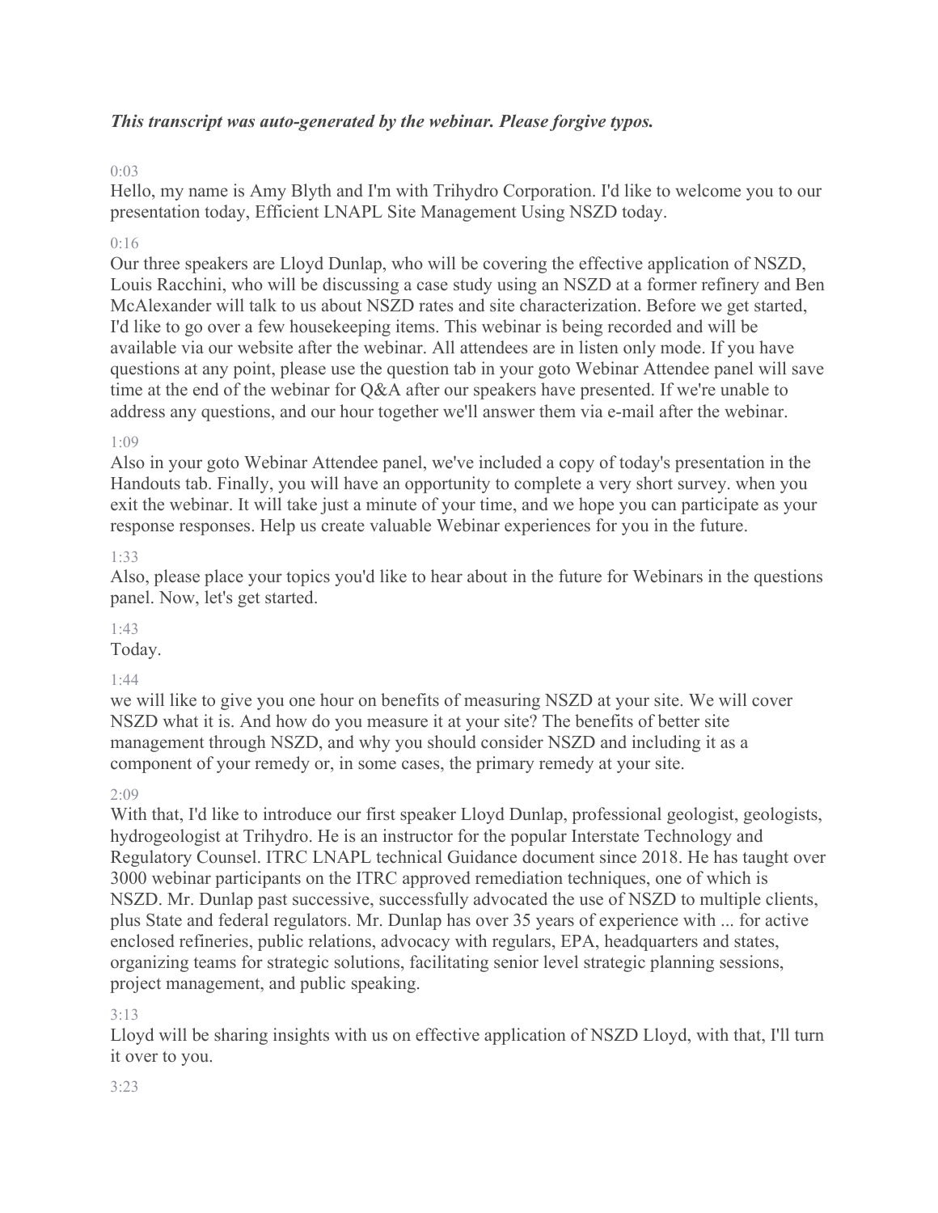***This transcript was auto-generated by the webinar. Please forgive typos.***

0:03

Hello, my name is Amy Blyth and I'm with Trihydro Corporation. I'd like to welcome you to our presentation today, Efficient LNAPL Site Management Using NSZD today.

0:16

Our three speakers are Lloyd Dunlap, who will be covering the effective application of NSZD, Louis Racchini, who will be discussing a case study using an NSZD at a former refinery and Ben McAlexander will talk to us about NSZD rates and site characterization. Before we get started, I'd like to go over a few housekeeping items. This webinar is being recorded and will be available via our website after the webinar. All attendees are in listen only mode. If you have questions at any point, please use the question tab in your goto Webinar Attendee panel will save time at the end of the webinar for Q&A after our speakers have presented. If we're unable to address any questions, and our hour together we'll answer them via e-mail after the webinar.

1:09

Also in your goto Webinar Attendee panel, we've included a copy of today's presentation in the Handouts tab. Finally, you will have an opportunity to complete a very short survey. when you exit the webinar. It will take just a minute of your time, and we hope you can participate as your response responses. Help us create valuable Webinar experiences for you in the future.

1:33

Also, please place your topics you'd like to hear about in the future for Webinars in the questions panel. Now, let's get started.

1:43

Today.

1:44

we will like to give you one hour on benefits of measuring NSZD at your site. We will cover NSZD what it is. And how do you measure it at your site? The benefits of better site management through NSZD, and why you should consider NSZD and including it as a component of your remedy or, in some cases, the primary remedy at your site.

2:09

With that, I'd like to introduce our first speaker Lloyd Dunlap, professional geologist, geologists, hydrogeologist at Trihydro. He is an instructor for the popular Interstate Technology and Regulatory Counsel. ITRC LNAPL technical Guidance document since 2018. He has taught over 3000 webinar participants on the ITRC approved remediation techniques, one of which is NSZD. Mr. Dunlap past successive, successfully advocated the use of NSZD to multiple clients, plus State and federal regulators. Mr. Dunlap has over 35 years of experience with ... for active enclosed refineries, public relations, advocacy with regulars, EPA, headquarters and states, organizing teams for strategic solutions, facilitating senior level strategic planning sessions, project management, and public speaking.

3:13

Lloyd will be sharing insights with us on effective application of NSZD Lloyd, with that, I'll turn it over to you.

3:23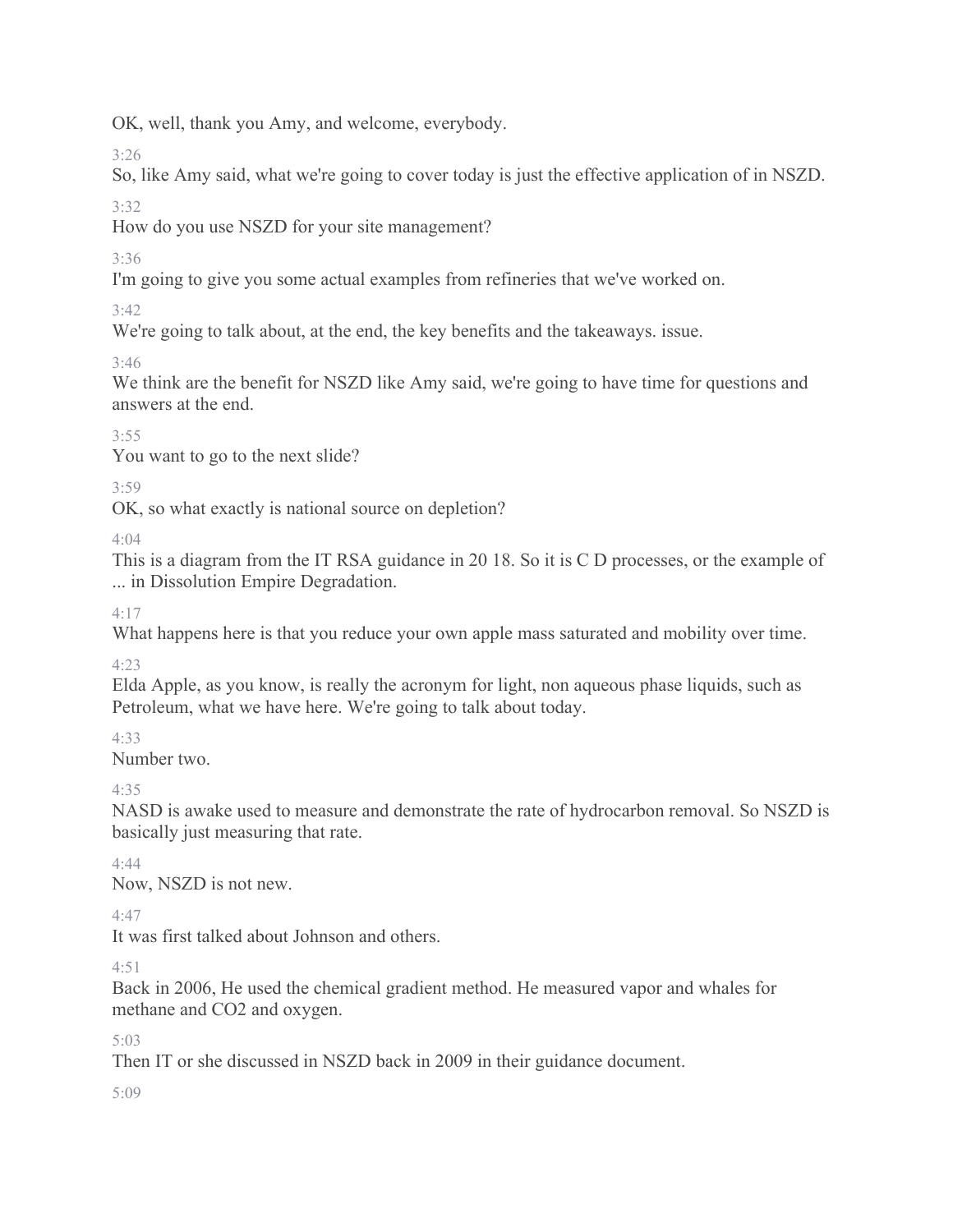OK, well, thank you Amy, and welcome, everybody.

3:26

So, like Amy said, what we're going to cover today is just the effective application of in NSZD.

3:32

How do you use NSZD for your site management?

3:36

I'm going to give you some actual examples from refineries that we've worked on.

3:42

We're going to talk about, at the end, the key benefits and the takeaways. issue.

3:46

We think are the benefit for NSZD like Amy said, we're going to have time for questions and answers at the end.

3:55

You want to go to the next slide?

3:59

OK, so what exactly is national source on depletion?

4:04

This is a diagram from the IT RSA guidance in 20 18. So it is C D processes, or the example of ... in Dissolution Empire Degradation.

4:17

What happens here is that you reduce your own apple mass saturated and mobility over time.

4:23

Elda Apple, as you know, is really the acronym for light, non aqueous phase liquids, such as Petroleum, what we have here. We're going to talk about today.

4:33

Number two.

4:35

NASD is awake used to measure and demonstrate the rate of hydrocarbon removal. So NSZD is basically just measuring that rate.

4:44

Now, NSZD is not new.

4:47

It was first talked about Johnson and others.

4:51

Back in 2006, He used the chemical gradient method. He measured vapor and whales for methane and CO2 and oxygen.

5:03

Then IT or she discussed in NSZD back in 2009 in their guidance document.

5:09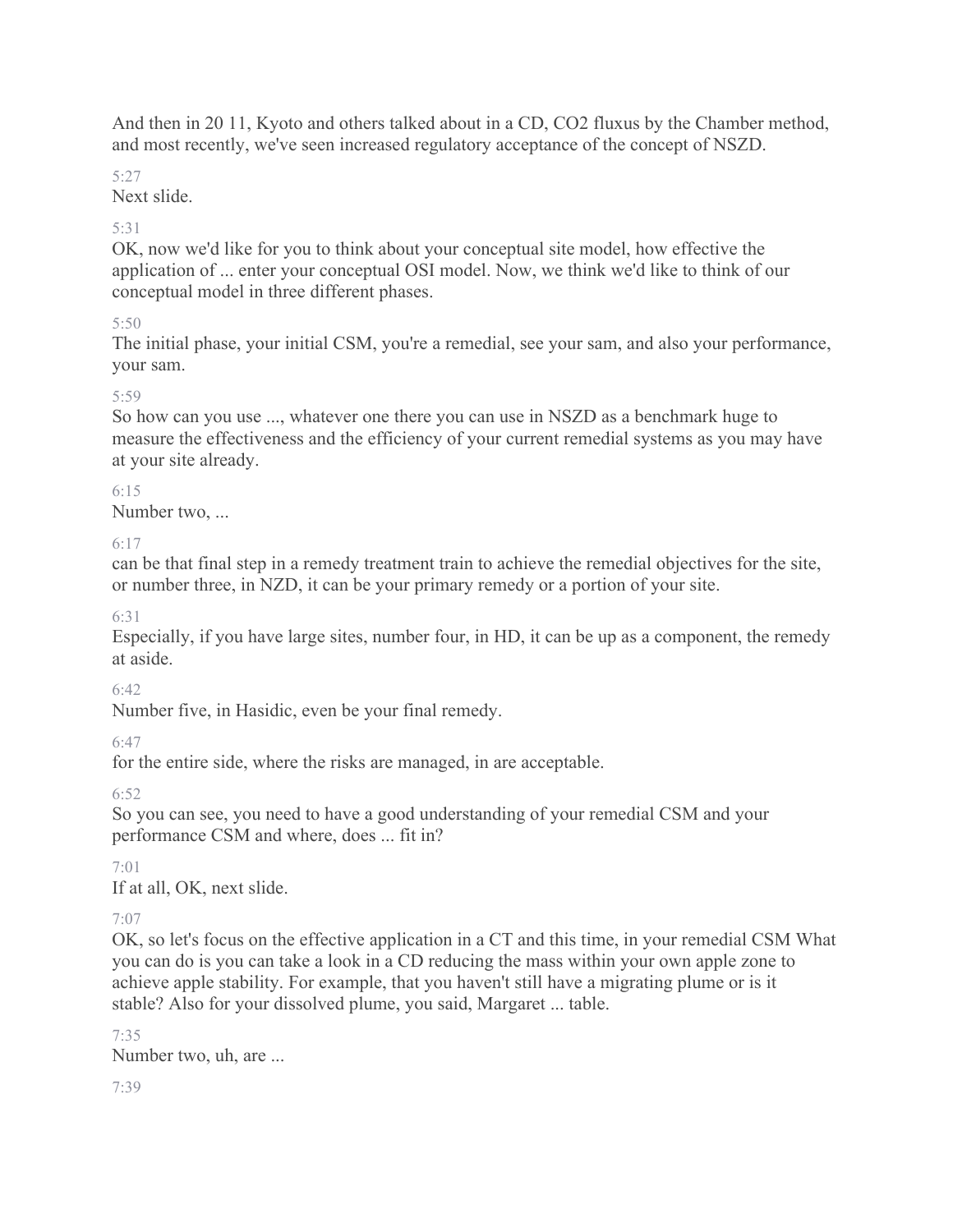And then in 20 11, Kyoto and others talked about in a CD, $CO_2$ fluxus by the Chamber method, and most recently, we've seen increased regulatory acceptance of the concept of NSZD.

5:27

Next slide.

5:31

OK, now we'd like for you to think about your conceptual site model, how effective the application of ... enter your conceptual OSI model. Now, we think we'd like to think of our conceptual model in three different phases.

5:50

The initial phase, your initial CSM, you're a remedial, see your sam, and also your performance, your sam.

5:59

So how can you use ..., whatever one there you can use in NSZD as a benchmark huge to measure the effectiveness and the efficiency of your current remedial systems as you may have at your site already.

6:15

Number two, ...

6:17

can be that final step in a remedy treatment train to achieve the remedial objectives for the site, or number three, in NZD, it can be your primary remedy or a portion of your site.

6:31

Especially, if you have large sites, number four, in HD, it can be up as a component, the remedy at aside.

6:42

Number five, in Hasidic, even be your final remedy.

6:47

for the entire side, where the risks are managed, in are acceptable.

6:52

So you can see, you need to have a good understanding of your remedial CSM and your performance CSM and where, does ... fit in?

7:01

If at all, OK, next slide.

7:07

OK, so let's focus on the effective application in a CT and this time, in your remedial CSM What you can do is you can take a look in a CD reducing the mass within your own apple zone to achieve apple stability. For example, that you haven't still have a migrating plume or is it stable? Also for your dissolved plume, you said, Margaret ... table.

7:35

Number two, uh, are ...

7:39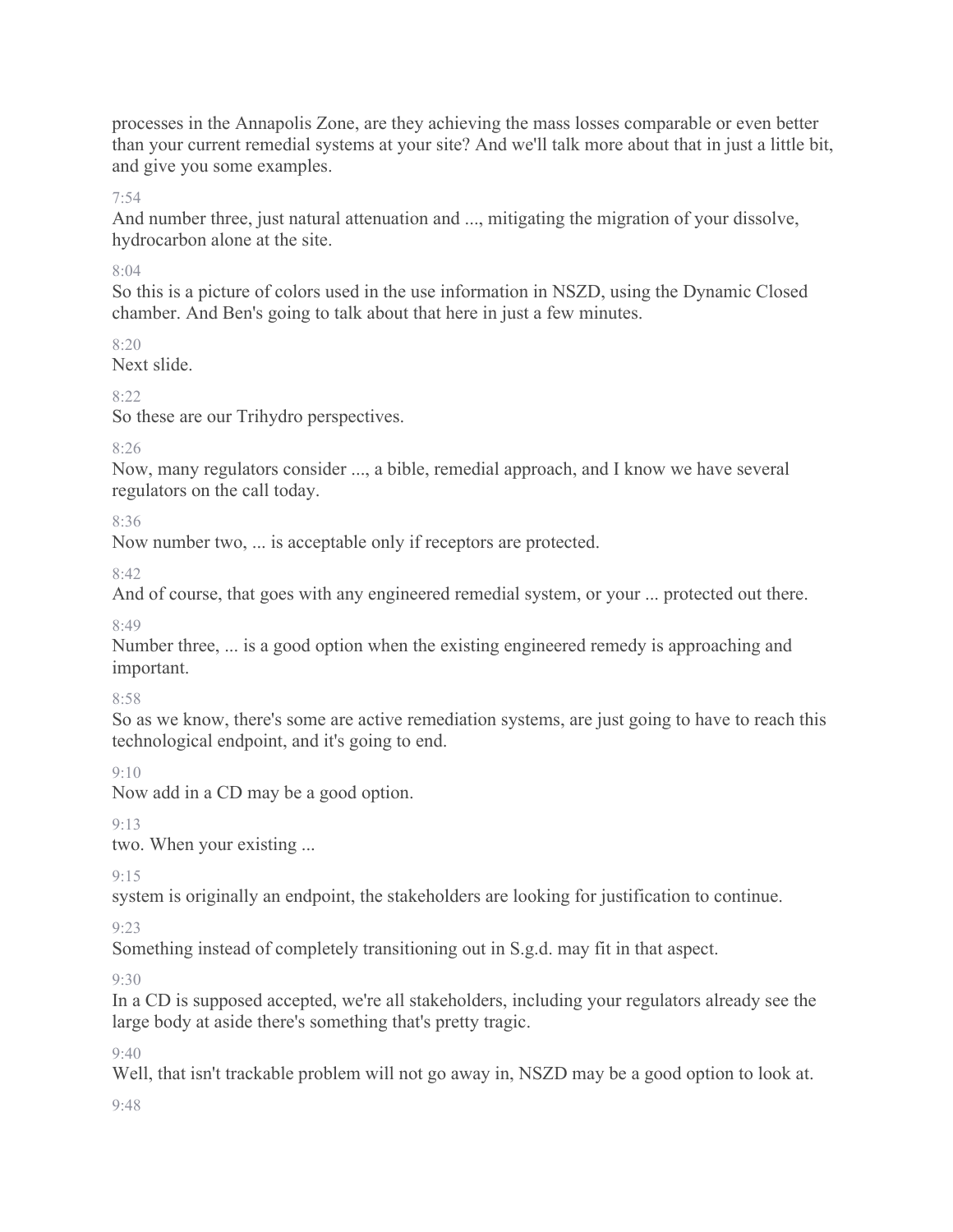processes in the Annapolis Zone, are they achieving the mass losses comparable or even better than your current remedial systems at your site? And we'll talk more about that in just a little bit, and give you some examples.

7:54

And number three, just natural attenuation and ..., mitigating the migration of your dissolve, hydrocarbon alone at the site.

8:04

So this is a picture of colors used in the use information in NSZD, using the Dynamic Closed chamber. And Ben's going to talk about that here in just a few minutes.

8:20

Next slide.

8:22

So these are our Trihydro perspectives.

8:26

Now, many regulators consider ..., a bible, remedial approach, and I know we have several regulators on the call today.

8:36

Now number two, ... is acceptable only if receptors are protected.

8:42

And of course, that goes with any engineered remedial system, or your ... protected out there.

8:49

Number three, ... is a good option when the existing engineered remedy is approaching and important.

8:58

So as we know, there's some are active remediation systems, are just going to have to reach this technological endpoint, and it's going to end.

9:10

Now add in a CD may be a good option.

9:13

two. When your existing ...

9:15

system is originally an endpoint, the stakeholders are looking for justification to continue.

9:23

Something instead of completely transitioning out in S.g.d. may fit in that aspect.

9:30

In a CD is supposed accepted, we're all stakeholders, including your regulators already see the large body at aside there's something that's pretty tragic.

9:40

Well, that isn't trackable problem will not go away in, NSZD may be a good option to look at.

9:48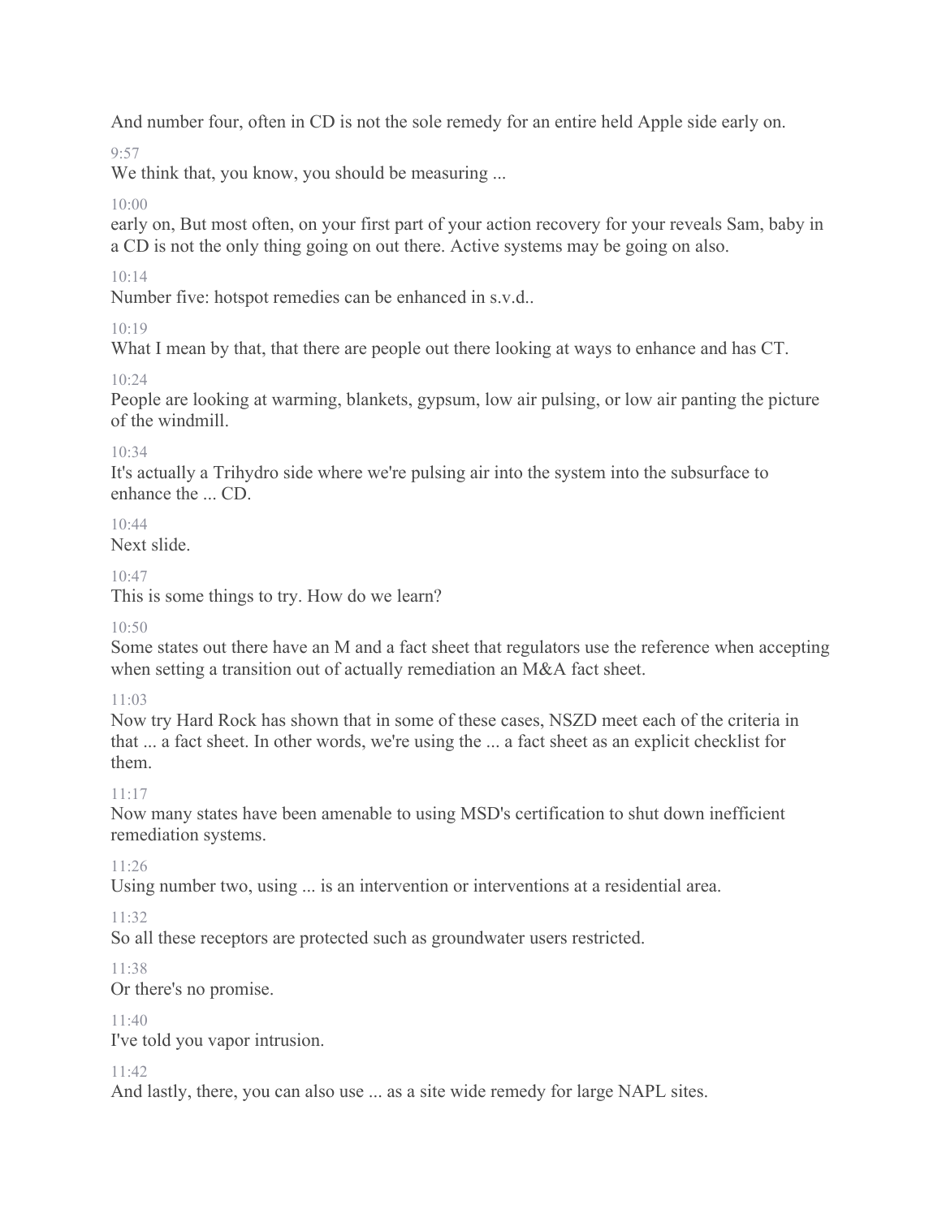And number four, often in CD is not the sole remedy for an entire held Apple side early on.

9:57

We think that, you know, you should be measuring ...

10:00

early on, But most often, on your first part of your action recovery for your reveals Sam, baby in a CD is not the only thing going on out there. Active systems may be going on also.

10:14

Number five: hotspot remedies can be enhanced in s.v.d..

10:19

What I mean by that, that there are people out there looking at ways to enhance and has CT.

10:24

People are looking at warming, blankets, gypsum, low air pulsing, or low air panting the picture of the windmill.

10:34

It's actually a Trihydro side where we're pulsing air into the system into the subsurface to enhance the ... CD.

10:44

Next slide.

10:47

This is some things to try. How do we learn?

10:50

Some states out there have an M and a fact sheet that regulators use the reference when accepting when setting a transition out of actually remediation an M&A fact sheet.

11:03

Now try Hard Rock has shown that in some of these cases, NSZD meet each of the criteria in that ... a fact sheet. In other words, we're using the ... a fact sheet as an explicit checklist for them.

11:17

Now many states have been amenable to using MSD's certification to shut down inefficient remediation systems.

11:26

Using number two, using ... is an intervention or interventions at a residential area.

11:32

So all these receptors are protected such as groundwater users restricted.

11:38

Or there's no promise.

11:40

I've told you vapor intrusion.

11:42

And lastly, there, you can also use ... as a site wide remedy for large NAPL sites.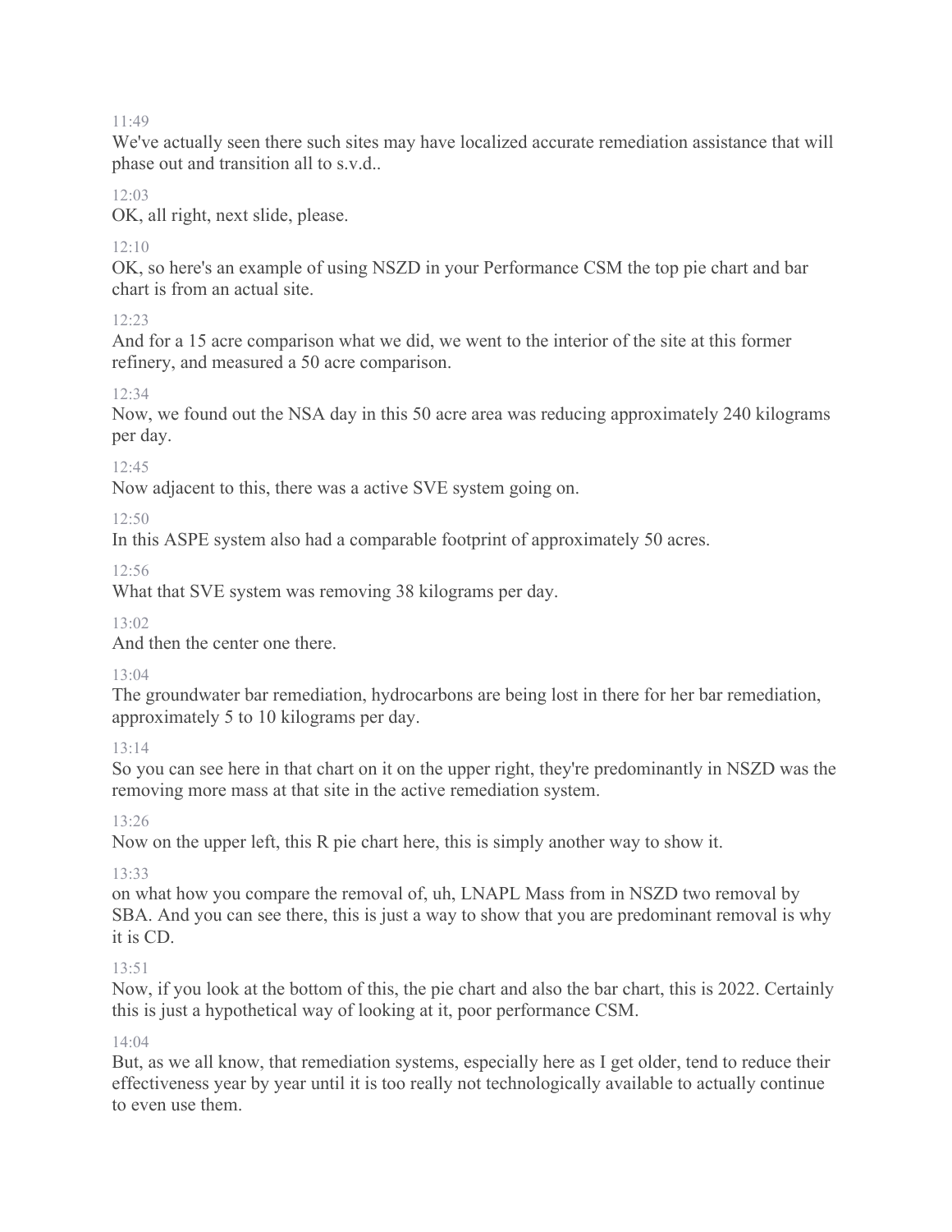11:49

We've actually seen there such sites may have localized accurate remediation assistance that will phase out and transition all to s.v.d..

12:03

OK, all right, next slide, please.

12:10

OK, so here's an example of using NSZD in your Performance CSM the top pie chart and bar chart is from an actual site.

12:23

And for a 15 acre comparison what we did, we went to the interior of the site at this former refinery, and measured a 50 acre comparison.

12:34

Now, we found out the NSA day in this 50 acre area was reducing approximately 240 kilograms per day.

12:45

Now adjacent to this, there was a active SVE system going on.

12:50

In this ASPE system also had a comparable footprint of approximately 50 acres.

12:56

What that SVE system was removing 38 kilograms per day.

13:02

And then the center one there.

13:04

The groundwater bar remediation, hydrocarbons are being lost in there for her bar remediation, approximately 5 to 10 kilograms per day.

13:14

So you can see here in that chart on it on the upper right, they're predominantly in NSZD was the removing more mass at that site in the active remediation system.

13:26

Now on the upper left, this R pie chart here, this is simply another way to show it.

13:33

on what how you compare the removal of, uh, LNAPL Mass from in NSZD two removal by SBA. And you can see there, this is just a way to show that you are predominant removal is why it is CD.

13:51

Now, if you look at the bottom of this, the pie chart and also the bar chart, this is 2022. Certainly this is just a hypothetical way of looking at it, poor performance CSM.

14:04

But, as we all know, that remediation systems, especially here as I get older, tend to reduce their effectiveness year by year until it is too really not technologically available to actually continue to even use them.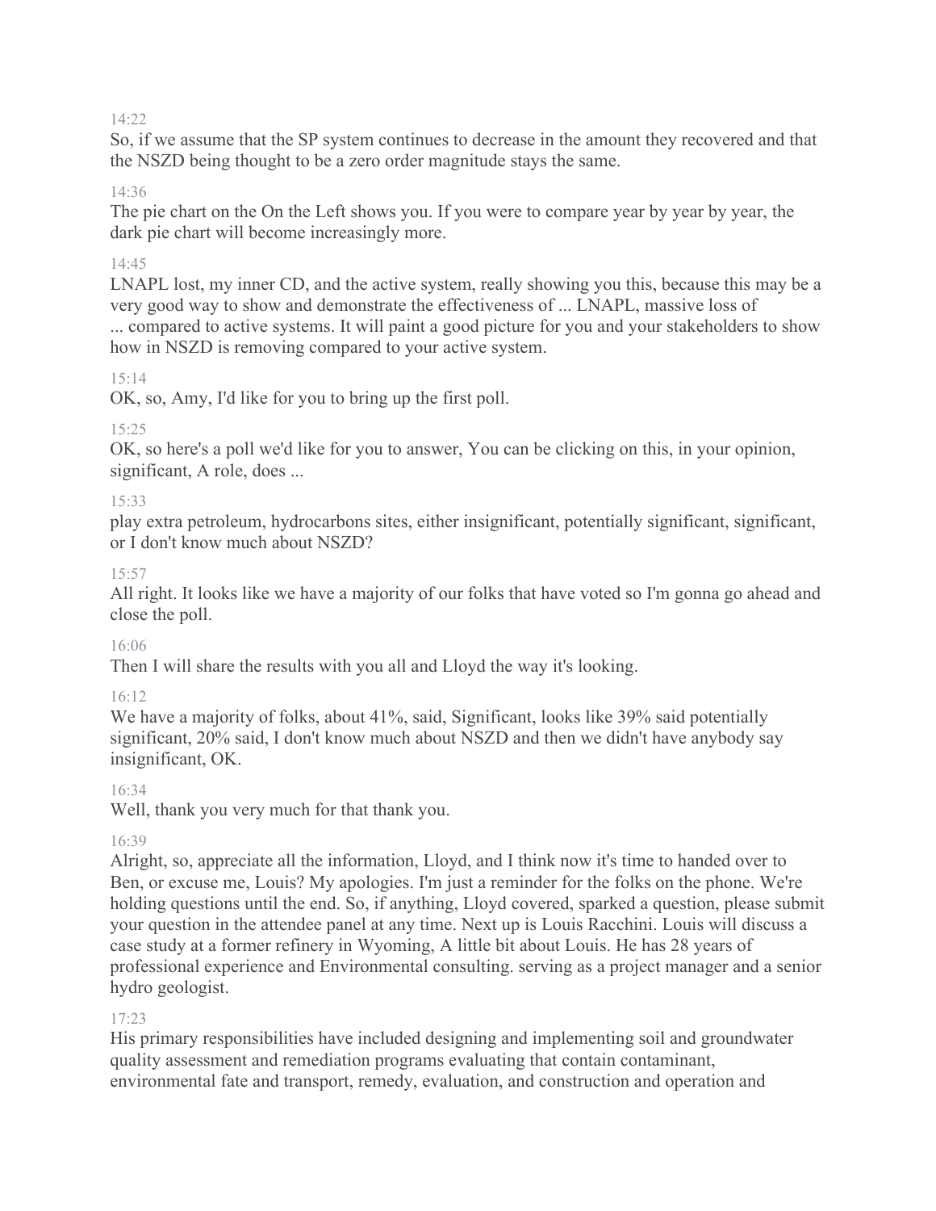14:22

So, if we assume that the SP system continues to decrease in the amount they recovered and that the NSZD being thought to be a zero order magnitude stays the same.

14:36

The pie chart on the On the Left shows you. If you were to compare year by year by year, the dark pie chart will become increasingly more.

14:45

LNAPL lost, my inner CD, and the active system, really showing you this, because this may be a very good way to show and demonstrate the effectiveness of ... LNAPL, massive loss of ... compared to active systems. It will paint a good picture for you and your stakeholders to show how in NSZD is removing compared to your active system.

15:14

OK, so, Amy, I'd like for you to bring up the first poll.

15:25

OK, so here's a poll we'd like for you to answer, You can be clicking on this, in your opinion, significant, A role, does ...

15:33

play extra petroleum, hydrocarbons sites, either insignificant, potentially significant, significant, or I don't know much about NSZD?

15:57

All right. It looks like we have a majority of our folks that have voted so I'm gonna go ahead and close the poll.

16:06

Then I will share the results with you all and Lloyd the way it's looking.

16:12

We have a majority of folks, about 41%, said, Significant, looks like 39% said potentially significant, 20% said, I don't know much about NSZD and then we didn't have anybody say insignificant, OK.

16:34

Well, thank you very much for that thank you.

16:39

Alright, so, appreciate all the information, Lloyd, and I think now it's time to handed over to Ben, or excuse me, Louis? My apologies. I'm just a reminder for the folks on the phone. We're holding questions until the end. So, if anything, Lloyd covered, sparked a question, please submit your question in the attendee panel at any time. Next up is Louis Racchini. Louis will discuss a case study at a former refinery in Wyoming, A little bit about Louis. He has 28 years of professional experience and Environmental consulting. serving as a project manager and a senior hydro geologist.

17:23

His primary responsibilities have included designing and implementing soil and groundwater quality assessment and remediation programs evaluating that contain contaminant, environmental fate and transport, remedy, evaluation, and construction and operation and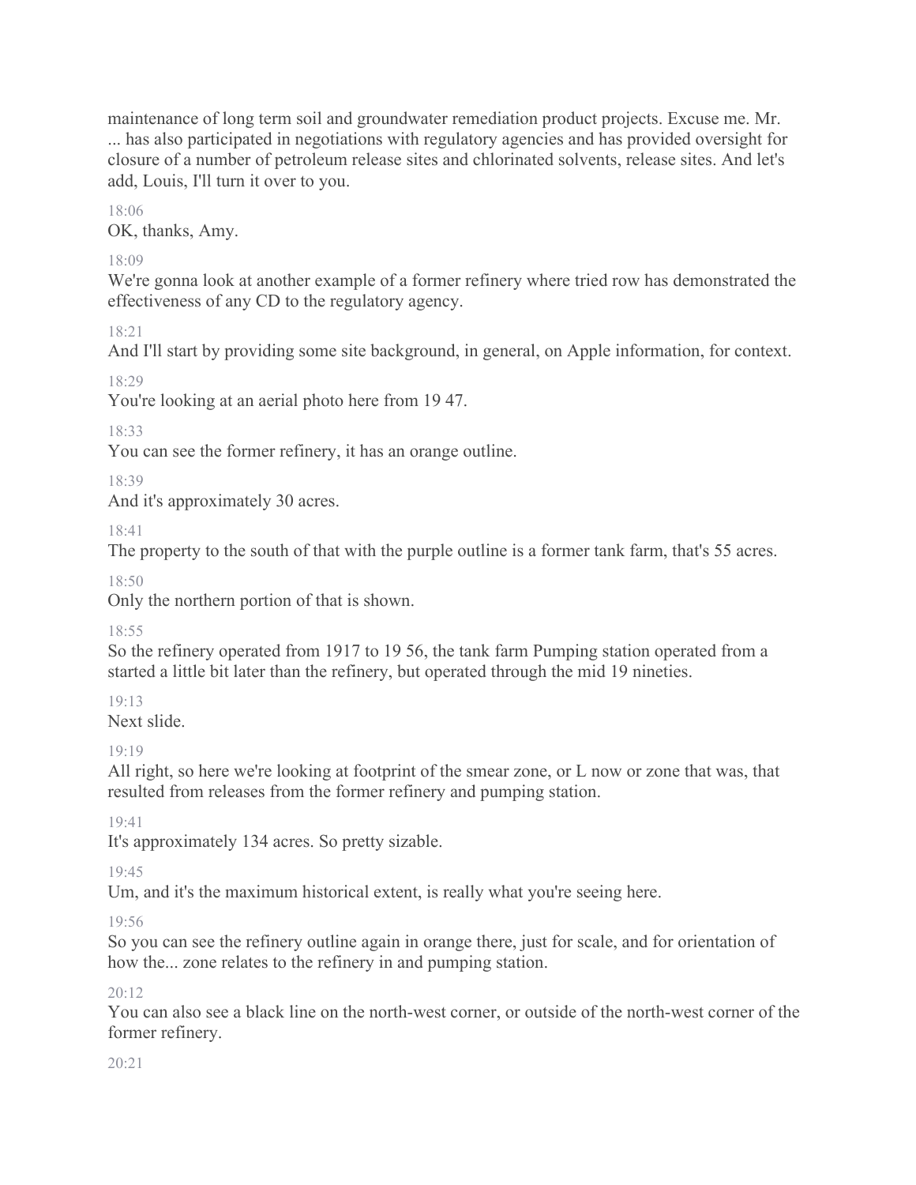maintenance of long term soil and groundwater remediation product projects. Excuse me. Mr. ... has also participated in negotiations with regulatory agencies and has provided oversight for closure of a number of petroleum release sites and chlorinated solvents, release sites. And let's add, Louis, I'll turn it over to you.

18:06

OK, thanks, Amy.

18:09

We're gonna look at another example of a former refinery where tried row has demonstrated the effectiveness of any CD to the regulatory agency.

18:21

And I'll start by providing some site background, in general, on Apple information, for context.

18:29

You're looking at an aerial photo here from 19 47.

18:33

You can see the former refinery, it has an orange outline.

18:39

And it's approximately 30 acres.

18:41

The property to the south of that with the purple outline is a former tank farm, that's 55 acres.

18:50

Only the northern portion of that is shown.

18:55

So the refinery operated from 1917 to 19 56, the tank farm Pumping station operated from a started a little bit later than the refinery, but operated through the mid 19 nineties.

19:13

Next slide.

19:19

All right, so here we're looking at footprint of the smear zone, or L now or zone that was, that resulted from releases from the former refinery and pumping station.

19:41

It's approximately 134 acres. So pretty sizable.

19:45

Um, and it's the maximum historical extent, is really what you're seeing here.

19:56

So you can see the refinery outline again in orange there, just for scale, and for orientation of how the... zone relates to the refinery in and pumping station.

20:12

You can also see a black line on the north-west corner, or outside of the north-west corner of the former refinery.

20:21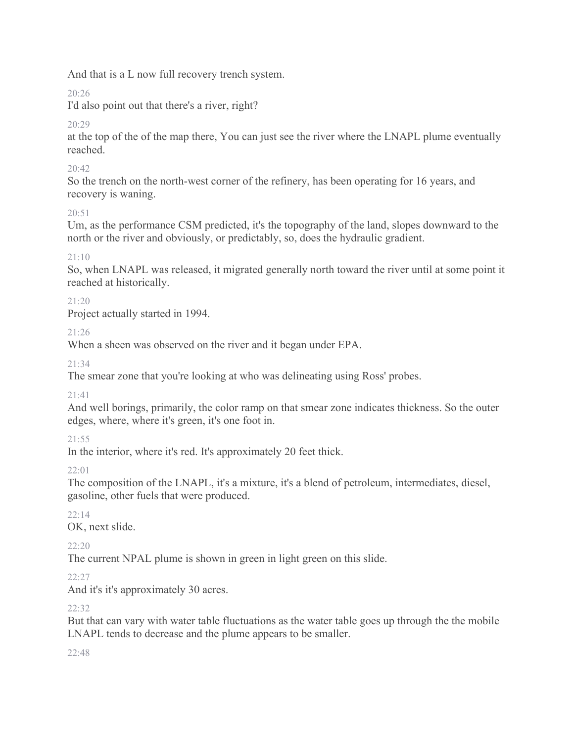And that is a L now full recovery trench system.

20:26

I'd also point out that there's a river, right?

20:29

at the top of the of the map there, You can just see the river where the LNAPL plume eventually reached.

20:42

So the trench on the north-west corner of the refinery, has been operating for 16 years, and recovery is waning.

20:51

Um, as the performance CSM predicted, it's the topography of the land, slopes downward to the north or the river and obviously, or predictably, so, does the hydraulic gradient.

21:10

So, when LNAPL was released, it migrated generally north toward the river until at some point it reached at historically.

21:20

Project actually started in 1994.

21:26

When a sheen was observed on the river and it began under EPA.

21:34

The smear zone that you're looking at who was delineating using Ross' probes.

21:41

And well borings, primarily, the color ramp on that smear zone indicates thickness. So the outer edges, where, where it's green, it's one foot in.

21:55

In the interior, where it's red. It's approximately 20 feet thick.

22:01

The composition of the LNAPL, it's a mixture, it's a blend of petroleum, intermediates, diesel, gasoline, other fuels that were produced.

22:14

OK, next slide.

22:20

The current NPAL plume is shown in green in light green on this slide.

22:27

And it's it's approximately 30 acres.

22:32

But that can vary with water table fluctuations as the water table goes up through the the mobile LNAPL tends to decrease and the plume appears to be smaller.

22:48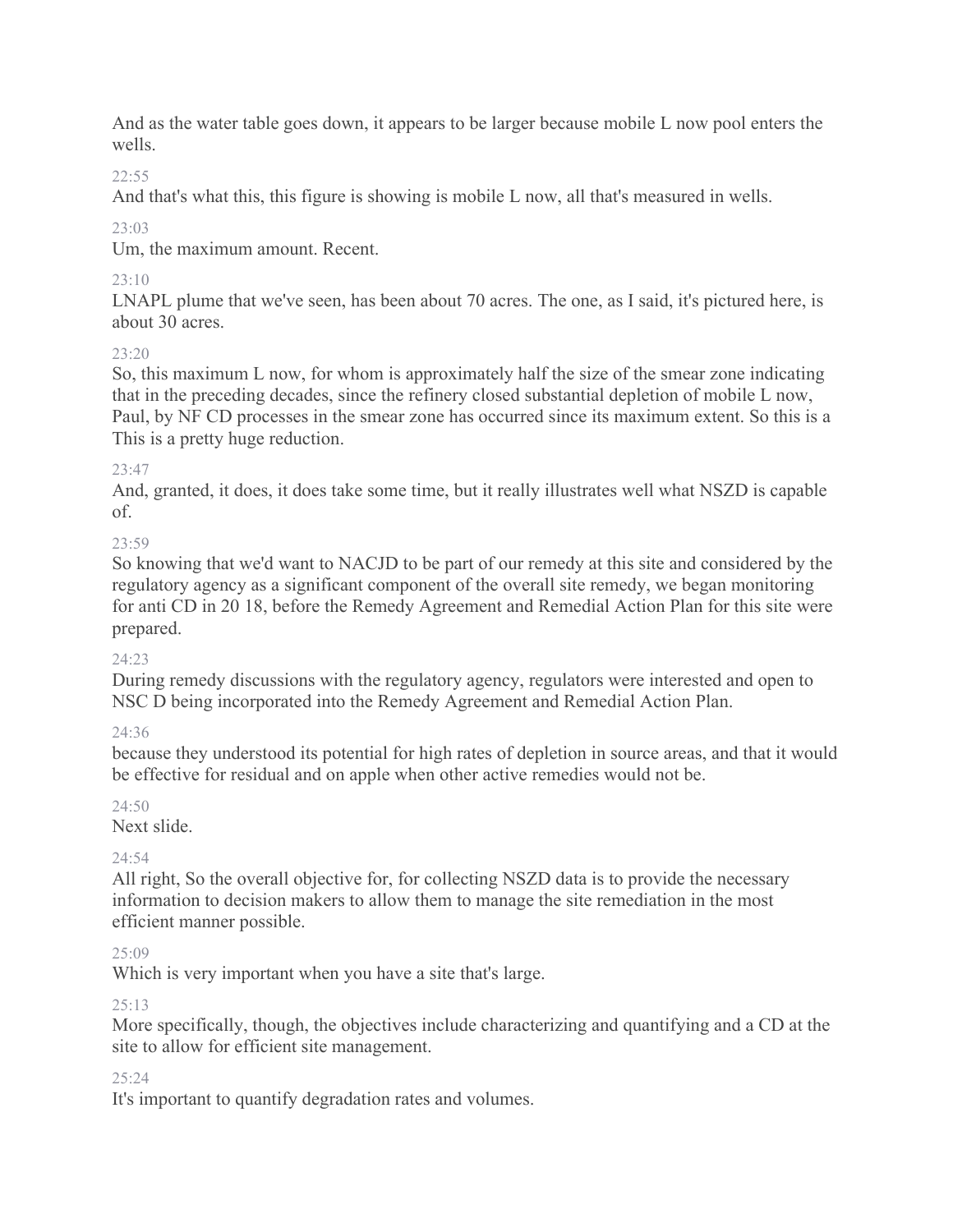And as the water table goes down, it appears to be larger because mobile L now pool enters the wells.

22:55

And that's what this, this figure is showing is mobile L now, all that's measured in wells.

23:03

Um, the maximum amount. Recent.

23:10

LNAPL plume that we've seen, has been about 70 acres. The one, as I said, it's pictured here, is about 30 acres.

23:20

So, this maximum L now, for whom is approximately half the size of the smear zone indicating that in the preceding decades, since the refinery closed substantial depletion of mobile L now, Paul, by NF CD processes in the smear zone has occurred since its maximum extent. So this is a This is a pretty huge reduction.

23:47

And, granted, it does, it does take some time, but it really illustrates well what NSZD is capable of.

23:59

So knowing that we'd want to NACJD to be part of our remedy at this site and considered by the regulatory agency as a significant component of the overall site remedy, we began monitoring for anti CD in 20 18, before the Remedy Agreement and Remedial Action Plan for this site were prepared.

24:23

During remedy discussions with the regulatory agency, regulators were interested and open to NSC D being incorporated into the Remedy Agreement and Remedial Action Plan.

24:36

because they understood its potential for high rates of depletion in source areas, and that it would be effective for residual and on apple when other active remedies would not be.

24:50

Next slide.

24:54

All right, So the overall objective for, for collecting NSZD data is to provide the necessary information to decision makers to allow them to manage the site remediation in the most efficient manner possible.

25:09

Which is very important when you have a site that's large.

25:13

More specifically, though, the objectives include characterizing and quantifying and a CD at the site to allow for efficient site management.

25:24

It's important to quantify degradation rates and volumes.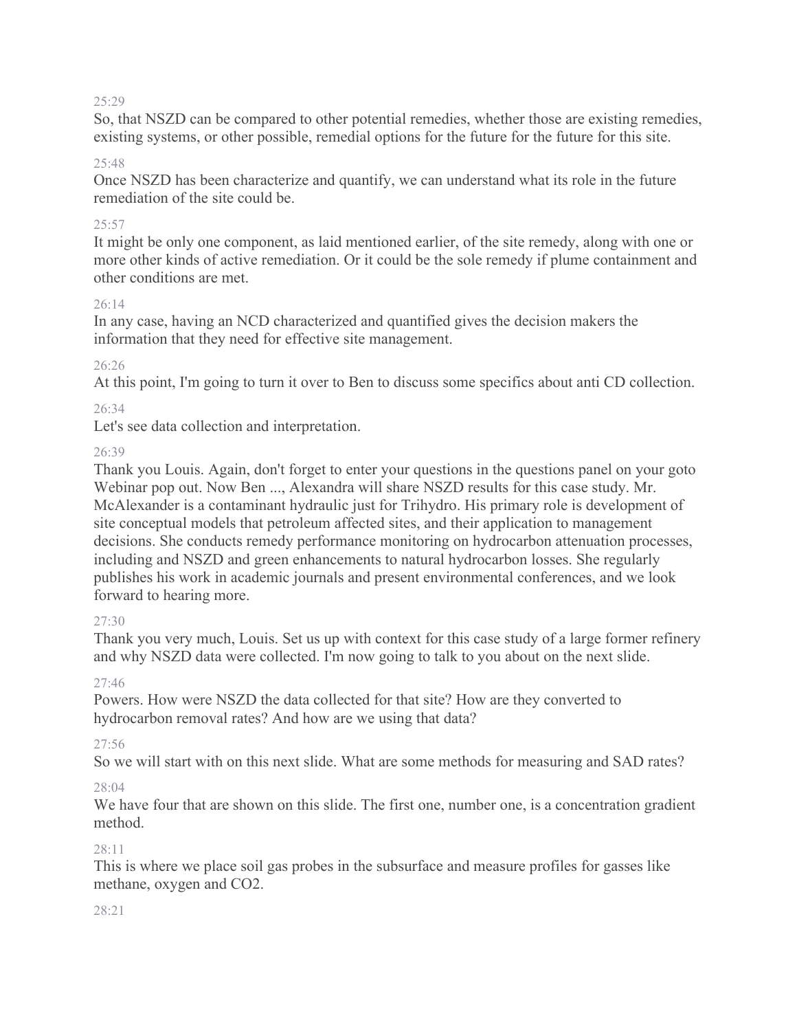25:29

So, that NSZD can be compared to other potential remedies, whether those are existing remedies, existing systems, or other possible, remedial options for the future for the future for this site.

25:48

Once NSZD has been characterize and quantify, we can understand what its role in the future remediation of the site could be.

25:57

It might be only one component, as laid mentioned earlier, of the site remedy, along with one or more other kinds of active remediation. Or it could be the sole remedy if plume containment and other conditions are met.

26:14

In any case, having an NCD characterized and quantified gives the decision makers the information that they need for effective site management.

26:26

At this point, I'm going to turn it over to Ben to discuss some specifics about anti CD collection.

26:34

Let's see data collection and interpretation.

26:39

Thank you Louis. Again, don't forget to enter your questions in the questions panel on your goto Webinar pop out. Now Ben ..., Alexandra will share NSZD results for this case study. Mr. McAlexander is a contaminant hydraulic just for Trihydro. His primary role is development of site conceptual models that petroleum affected sites, and their application to management decisions. She conducts remedy performance monitoring on hydrocarbon attenuation processes, including and NSZD and green enhancements to natural hydrocarbon losses. She regularly publishes his work in academic journals and present environmental conferences, and we look forward to hearing more.

27:30

Thank you very much, Louis. Set us up with context for this case study of a large former refinery and why NSZD data were collected. I'm now going to talk to you about on the next slide.

27:46

Powers. How were NSZD the data collected for that site? How are they converted to hydrocarbon removal rates? And how are we using that data?

27:56

So we will start with on this next slide. What are some methods for measuring and SAD rates?

28:04

We have four that are shown on this slide. The first one, number one, is a concentration gradient method.

28:11

This is where we place soil gas probes in the subsurface and measure profiles for gasses like methane, oxygen and CO2.

28:21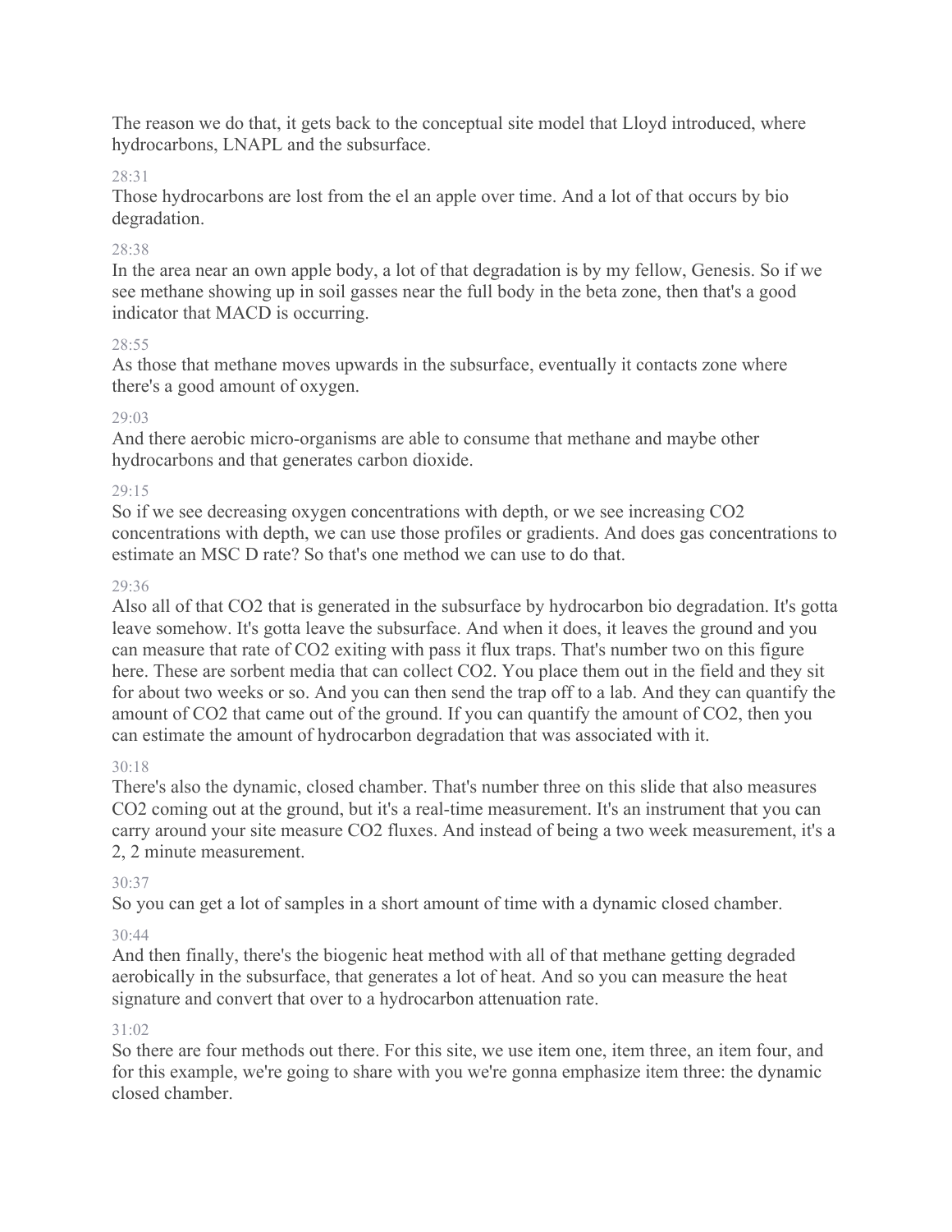The reason we do that, it gets back to the conceptual site model that Lloyd introduced, where hydrocarbons, LNAPL and the subsurface.

28:31

Those hydrocarbons are lost from the el an apple over time. And a lot of that occurs by bio degradation.

28:38

In the area near an own apple body, a lot of that degradation is by my fellow, Genesis. So if we see methane showing up in soil gasses near the full body in the beta zone, then that's a good indicator that MACD is occurring.

28:55

As those that methane moves upwards in the subsurface, eventually it contacts zone where there's a good amount of oxygen.

29:03

And there aerobic micro-organisms are able to consume that methane and maybe other hydrocarbons and that generates carbon dioxide.

29:15

So if we see decreasing oxygen concentrations with depth, or we see increasing $CO_2$ concentrations with depth, we can use those profiles or gradients. And does gas concentrations to estimate an MSC D rate? So that's one method we can use to do that.

29:36

Also all of that $CO_2$ that is generated in the subsurface by hydrocarbon bio degradation. It's gotta leave somehow. It's gotta leave the subsurface. And when it does, it leaves the ground and you can measure that rate of $CO_2$ exiting with pass it flux traps. That's number two on this figure here. These are sorbent media that can collect $CO_2$. You place them out in the field and they sit for about two weeks or so. And you can then send the trap off to a lab. And they can quantify the amount of $CO_2$ that came out of the ground. If you can quantify the amount of $CO_2$, then you can estimate the amount of hydrocarbon degradation that was associated with it.

30:18

There's also the dynamic, closed chamber. That's number three on this slide that also measures $CO_2$ coming out at the ground, but it's a real-time measurement. It's an instrument that you can carry around your site measure $CO_2$ fluxes. And instead of being a two week measurement, it's a 2, 2 minute measurement.

30:37

So you can get a lot of samples in a short amount of time with a dynamic closed chamber.

30:44

And then finally, there's the biogenic heat method with all of that methane getting degraded aerobically in the subsurface, that generates a lot of heat. And so you can measure the heat signature and convert that over to a hydrocarbon attenuation rate.

31:02

So there are four methods out there. For this site, we use item one, item three, an item four, and for this example, we're going to share with you we're gonna emphasize item three: the dynamic closed chamber.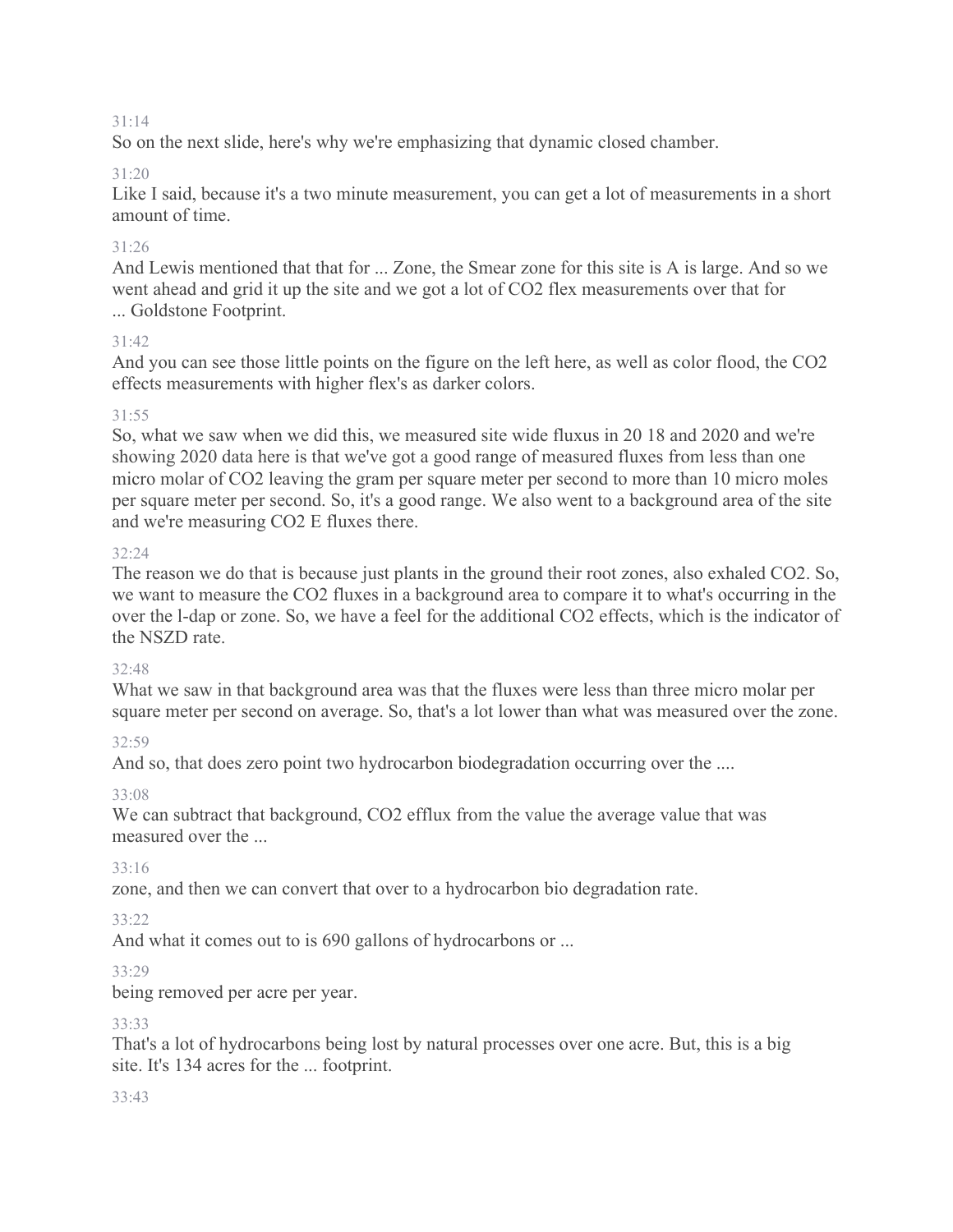31:14

So on the next slide, here's why we're emphasizing that dynamic closed chamber.

31:20

Like I said, because it's a two minute measurement, you can get a lot of measurements in a short amount of time.

31:26

And Lewis mentioned that that for ... Zone, the Smear zone for this site is A is large. And so we went ahead and grid it up the site and we got a lot of $CO_2$ flex measurements over that for ... Goldstone Footprint.

31:42

And you can see those little points on the figure on the left here, as well as color flood, the $CO_2$ effects measurements with higher flex's as darker colors.

31:55

So, what we saw when we did this, we measured site wide fluxus in 20 18 and 2020 and we're showing 2020 data here is that we've got a good range of measured fluxes from less than one micro molar of $CO_2$ leaving the gram per square meter per second to more than 10 micro moles per square meter per second. So, it's a good range. We also went to a background area of the site and we're measuring $CO_2$ E fluxes there.

32:24

The reason we do that is because just plants in the ground their root zones, also exhaled $CO_2$. So, we want to measure the $CO_2$ fluxes in a background area to compare it to what's occurring in the over the l-dap or zone. So, we have a feel for the additional $CO_2$ effects, which is the indicator of the NSZD rate.

32:48

What we saw in that background area was that the fluxes were less than three micro molar per square meter per second on average. So, that's a lot lower than what was measured over the zone.

32:59

And so, that does zero point two hydrocarbon biodegradation occurring over the ....

33:08

We can subtract that background, $CO_2$ efflux from the value the average value that was measured over the ...

33:16

zone, and then we can convert that over to a hydrocarbon bio degradation rate.

33:22

And what it comes out to is 690 gallons of hydrocarbons or ...

33:29

being removed per acre per year.

33:33

That's a lot of hydrocarbons being lost by natural processes over one acre. But, this is a big site. It's 134 acres for the ... footprint.

33:43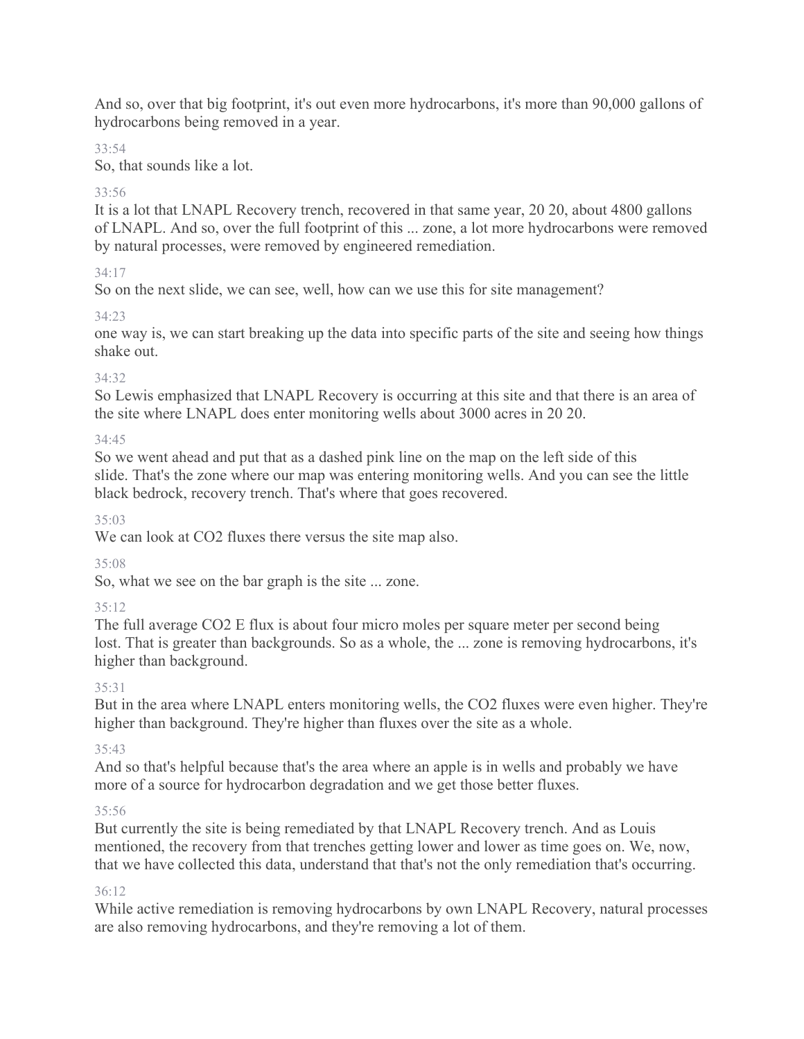And so, over that big footprint, it's out even more hydrocarbons, it's more than 90,000 gallons of hydrocarbons being removed in a year.

33:54

So, that sounds like a lot.

33:56

It is a lot that LNAPL Recovery trench, recovered in that same year, 20 20, about 4800 gallons of LNAPL. And so, over the full footprint of this ... zone, a lot more hydrocarbons were removed by natural processes, were removed by engineered remediation.

34:17

So on the next slide, we can see, well, how can we use this for site management?

34:23

one way is, we can start breaking up the data into specific parts of the site and seeing how things shake out.

34:32

So Lewis emphasized that LNAPL Recovery is occurring at this site and that there is an area of the site where LNAPL does enter monitoring wells about 3000 acres in 20 20.

34:45

So we went ahead and put that as a dashed pink line on the map on the left side of this slide. That's the zone where our map was entering monitoring wells. And you can see the little black bedrock, recovery trench. That's where that goes recovered.

35:03

We can look at CO2 fluxes there versus the site map also.

35:08

So, what we see on the bar graph is the site ... zone.

35:12

The full average CO2 E flux is about four micro moles per square meter per second being lost. That is greater than backgrounds. So as a whole, the ... zone is removing hydrocarbons, it's higher than background.

35:31

But in the area where LNAPL enters monitoring wells, the CO2 fluxes were even higher. They're higher than background. They're higher than fluxes over the site as a whole.

35:43

And so that's helpful because that's the area where an apple is in wells and probably we have more of a source for hydrocarbon degradation and we get those better fluxes.

35:56

But currently the site is being remediated by that LNAPL Recovery trench. And as Louis mentioned, the recovery from that trenches getting lower and lower as time goes on. We, now, that we have collected this data, understand that that's not the only remediation that's occurring.

36:12

While active remediation is removing hydrocarbons by own LNAPL Recovery, natural processes are also removing hydrocarbons, and they're removing a lot of them.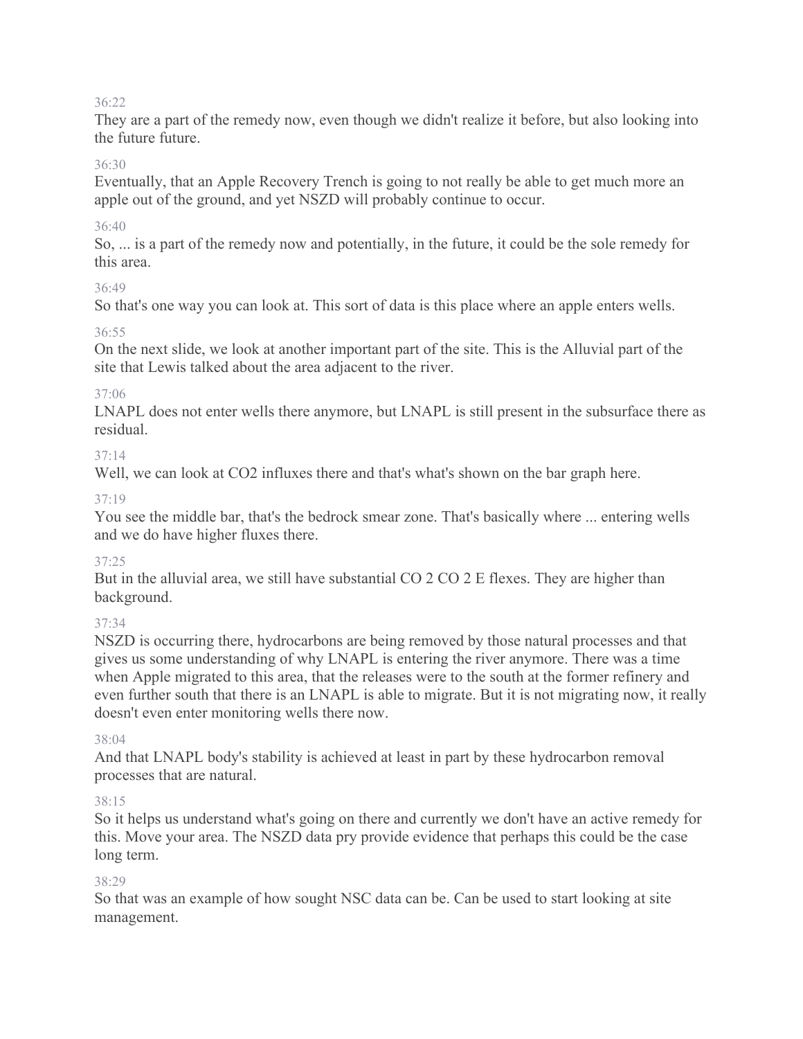36:22

They are a part of the remedy now, even though we didn't realize it before, but also looking into the future future.

36:30

Eventually, that an Apple Recovery Trench is going to not really be able to get much more an apple out of the ground, and yet NSZD will probably continue to occur.

36:40

So, ... is a part of the remedy now and potentially, in the future, it could be the sole remedy for this area.

36:49

So that's one way you can look at. This sort of data is this place where an apple enters wells.

36:55

On the next slide, we look at another important part of the site. This is the Alluvial part of the site that Lewis talked about the area adjacent to the river.

37:06

LNAPL does not enter wells there anymore, but LNAPL is still present in the subsurface there as residual.

37:14

Well, we can look at CO2 influxes there and that's what's shown on the bar graph here.

37:19

You see the middle bar, that's the bedrock smear zone. That's basically where ... entering wells and we do have higher fluxes there.

37:25

But in the alluvial area, we still have substantial CO 2 CO 2 E flexes. They are higher than background.

37:34

NSZD is occurring there, hydrocarbons are being removed by those natural processes and that gives us some understanding of why LNAPL is entering the river anymore. There was a time when Apple migrated to this area, that the releases were to the south at the former refinery and even further south that there is an LNAPL is able to migrate. But it is not migrating now, it really doesn't even enter monitoring wells there now.

38:04

And that LNAPL body's stability is achieved at least in part by these hydrocarbon removal processes that are natural.

38:15

So it helps us understand what's going on there and currently we don't have an active remedy for this. Move your area. The NSZD data pry provide evidence that perhaps this could be the case long term.

38:29

So that was an example of how sought NSC data can be. Can be used to start looking at site management.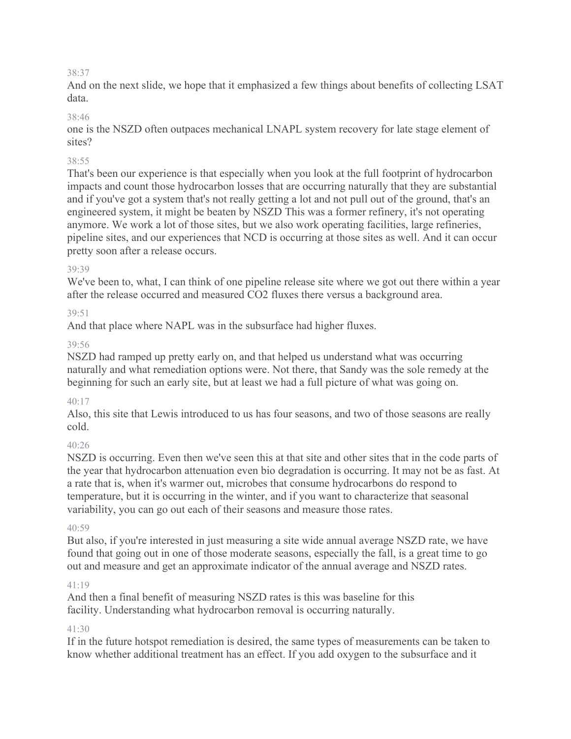38:37

And on the next slide, we hope that it emphasized a few things about benefits of collecting LSAT data.

38:46

one is the NSZD often outpaces mechanical LNAPL system recovery for late stage element of sites?

38:55

That's been our experience is that especially when you look at the full footprint of hydrocarbon impacts and count those hydrocarbon losses that are occurring naturally that they are substantial and if you've got a system that's not really getting a lot and not pull out of the ground, that's an engineered system, it might be beaten by NSZD This was a former refinery, it's not operating anymore. We work a lot of those sites, but we also work operating facilities, large refineries, pipeline sites, and our experiences that NCD is occurring at those sites as well. And it can occur pretty soon after a release occurs.

39:39

We've been to, what, I can think of one pipeline release site where we got out there within a year after the release occurred and measured $CO_2$ fluxes there versus a background area.

39:51

And that place where NAPL was in the subsurface had higher fluxes.

39:56

NSZD had ramped up pretty early on, and that helped us understand what was occurring naturally and what remediation options were. Not there, that Sandy was the sole remedy at the beginning for such an early site, but at least we had a full picture of what was going on.

40:17

Also, this site that Lewis introduced to us has four seasons, and two of those seasons are really cold.

40:26

NSZD is occurring. Even then we've seen this at that site and other sites that in the code parts of the year that hydrocarbon attenuation even bio degradation is occurring. It may not be as fast. At a rate that is, when it's warmer out, microbes that consume hydrocarbons do respond to temperature, but it is occurring in the winter, and if you want to characterize that seasonal variability, you can go out each of their seasons and measure those rates.

40:59

But also, if you're interested in just measuring a site wide annual average NSZD rate, we have found that going out in one of those moderate seasons, especially the fall, is a great time to go out and measure and get an approximate indicator of the annual average and NSZD rates.

41:19

And then a final benefit of measuring NSZD rates is this was baseline for this facility. Understanding what hydrocarbon removal is occurring naturally.

41:30

If in the future hotspot remediation is desired, the same types of measurements can be taken to know whether additional treatment has an effect. If you add oxygen to the subsurface and it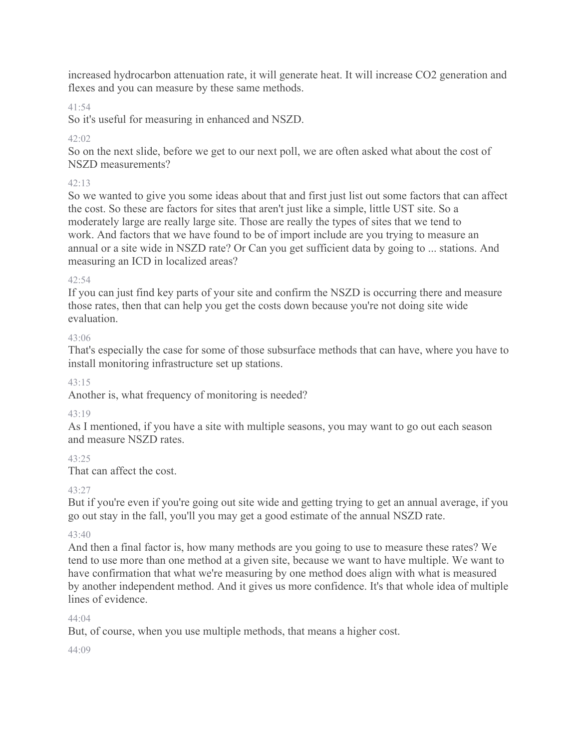increased hydrocarbon attenuation rate, it will generate heat. It will increase $CO_2$ generation and flexes and you can measure by these same methods.

41:54

So it's useful for measuring in enhanced and NSZD.

42:02

So on the next slide, before we get to our next poll, we are often asked what about the cost of NSZD measurements?

42:13

So we wanted to give you some ideas about that and first just list out some factors that can affect the cost. So these are factors for sites that aren't just like a simple, little UST site. So a moderately large are really large site. Those are really the types of sites that we tend to work. And factors that we have found to be of import include are you trying to measure an annual or a site wide in NSZD rate? Or Can you get sufficient data by going to ... stations. And measuring an ICD in localized areas?

42:54

If you can just find key parts of your site and confirm the NSZD is occurring there and measure those rates, then that can help you get the costs down because you're not doing site wide evaluation.

43:06

That's especially the case for some of those subsurface methods that can have, where you have to install monitoring infrastructure set up stations.

43:15

Another is, what frequency of monitoring is needed?

43:19

As I mentioned, if you have a site with multiple seasons, you may want to go out each season and measure NSZD rates.

43:25

That can affect the cost.

43:27

But if you're even if you're going out site wide and getting trying to get an annual average, if you go out stay in the fall, you'll you may get a good estimate of the annual NSZD rate.

43:40

And then a final factor is, how many methods are you going to use to measure these rates? We tend to use more than one method at a given site, because we want to have multiple. We want to have confirmation that what we're measuring by one method does align with what is measured by another independent method. And it gives us more confidence. It's that whole idea of multiple lines of evidence.

44:04

But, of course, when you use multiple methods, that means a higher cost.

44:09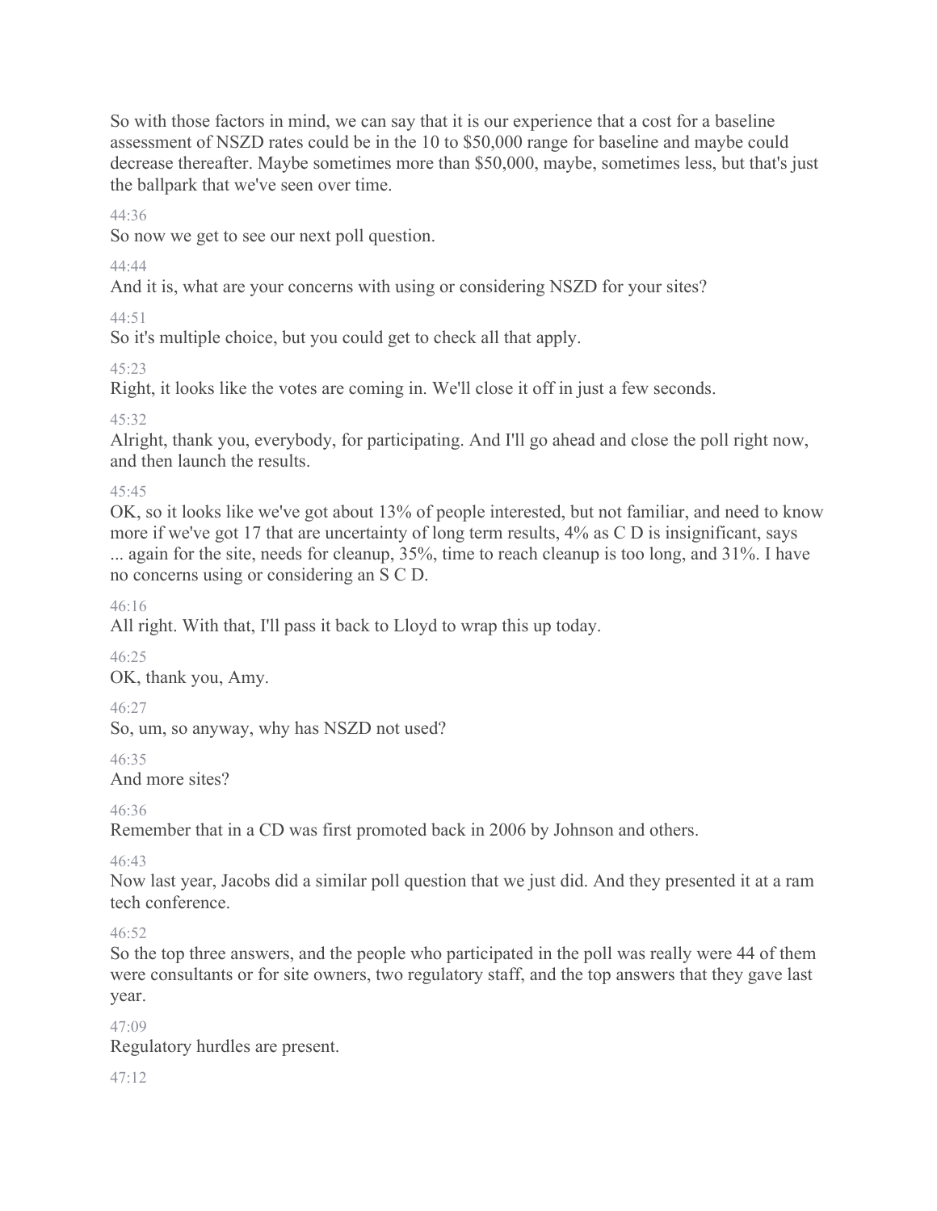So with those factors in mind, we can say that it is our experience that a cost for a baseline assessment of NSZD rates could be in the 10 to $50,000 range for baseline and maybe could decrease thereafter. Maybe sometimes more than $50,000, maybe, sometimes less, but that's just the ballpark that we've seen over time.

44:36

So now we get to see our next poll question.

44:44

And it is, what are your concerns with using or considering NSZD for your sites?

44:51

So it's multiple choice, but you could get to check all that apply.

45:23

Right, it looks like the votes are coming in. We'll close it off in just a few seconds.

45:32

Alright, thank you, everybody, for participating. And I'll go ahead and close the poll right now, and then launch the results.

45:45

OK, so it looks like we've got about 13% of people interested, but not familiar, and need to know more if we've got 17 that are uncertainty of long term results, 4% as C D is insignificant, says ... again for the site, needs for cleanup, 35%, time to reach cleanup is too long, and 31%. I have no concerns using or considering an S C D.

46:16

All right. With that, I'll pass it back to Lloyd to wrap this up today.

46:25

OK, thank you, Amy.

46:27

So, um, so anyway, why has NSZD not used?

46:35

And more sites?

46:36

Remember that in a CD was first promoted back in 2006 by Johnson and others.

46:43

Now last year, Jacobs did a similar poll question that we just did. And they presented it at a ram tech conference.

46:52

So the top three answers, and the people who participated in the poll was really were 44 of them were consultants or for site owners, two regulatory staff, and the top answers that they gave last year.

47:09

Regulatory hurdles are present.

47:12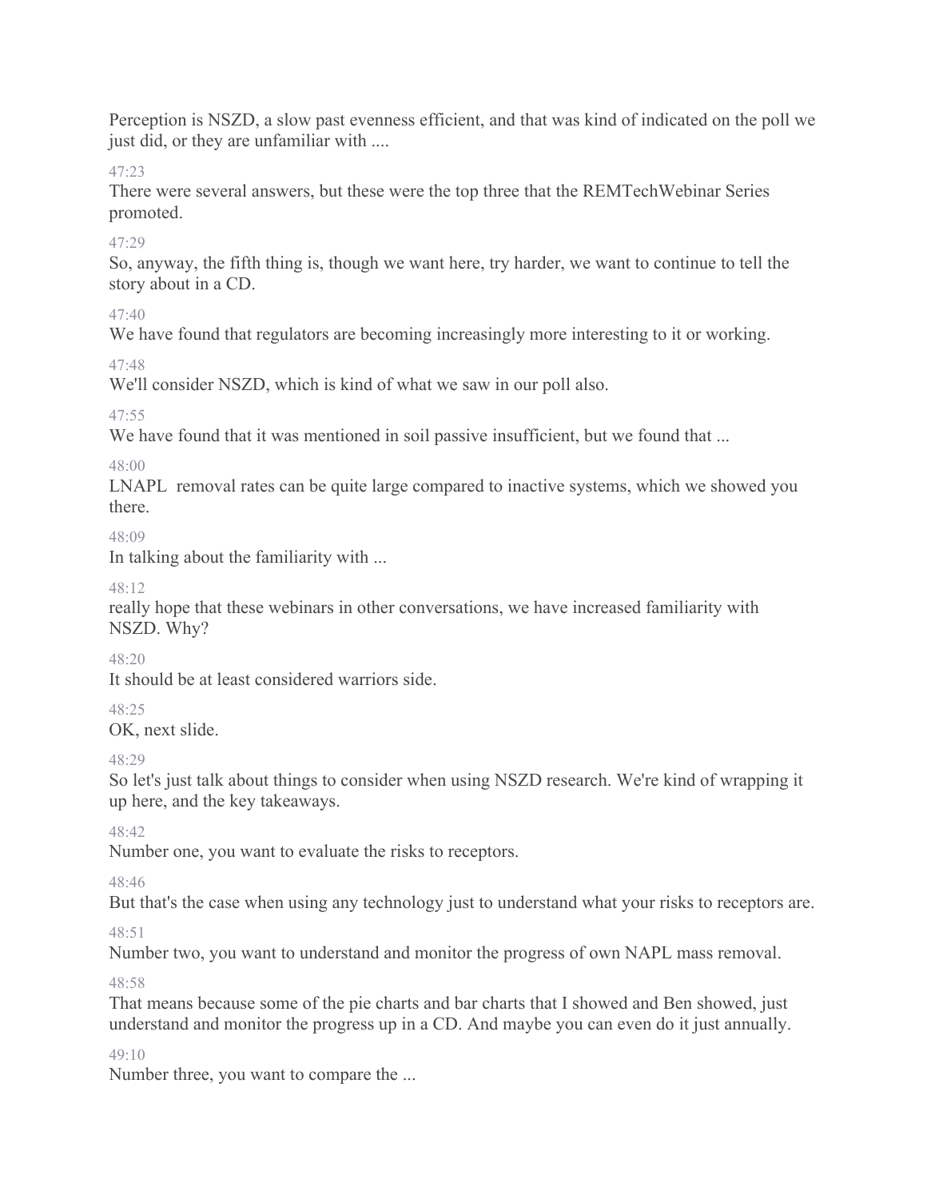Perception is NSZD, a slow past evenness efficient, and that was kind of indicated on the poll we just did, or they are unfamiliar with ....

47:23

There were several answers, but these were the top three that the REMTechWebinar Series promoted.

47:29

So, anyway, the fifth thing is, though we want here, try harder, we want to continue to tell the story about in a CD.

47:40

We have found that regulators are becoming increasingly more interesting to it or working.

47:48

We'll consider NSZD, which is kind of what we saw in our poll also.

47:55

We have found that it was mentioned in soil passive insufficient, but we found that ...

48:00

LNAPL removal rates can be quite large compared to inactive systems, which we showed you there.

48:09

In talking about the familiarity with ...

48:12

really hope that these webinars in other conversations, we have increased familiarity with NSZD. Why?

48:20

It should be at least considered warriors side.

48:25

OK, next slide.

48:29

So let's just talk about things to consider when using NSZD research. We're kind of wrapping it up here, and the key takeaways.

48:42

Number one, you want to evaluate the risks to receptors.

48:46

But that's the case when using any technology just to understand what your risks to receptors are.

48:51

Number two, you want to understand and monitor the progress of own NAPL mass removal.

48:58

That means because some of the pie charts and bar charts that I showed and Ben showed, just understand and monitor the progress up in a CD. And maybe you can even do it just annually.

49:10

Number three, you want to compare the ...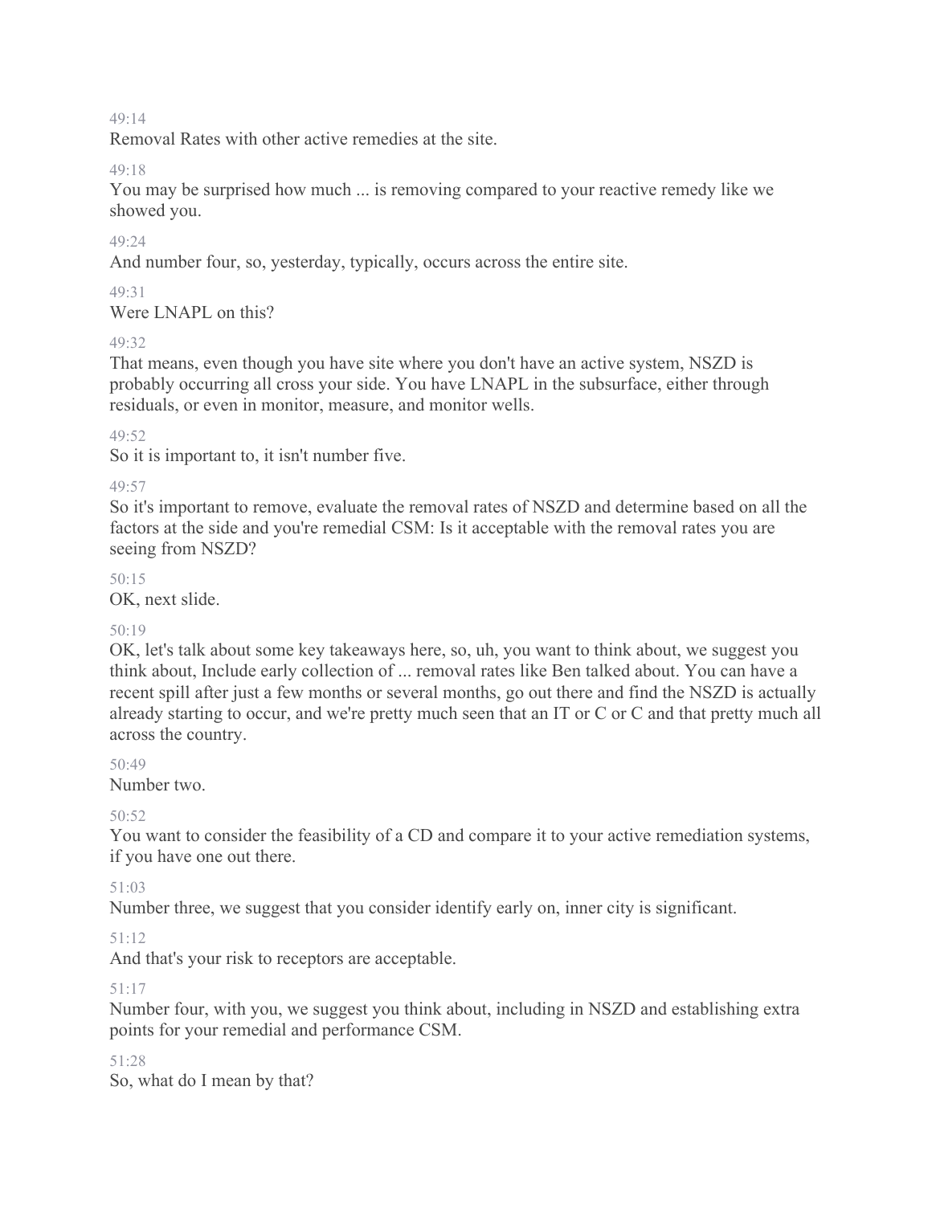49:14

Removal Rates with other active remedies at the site.

49:18

You may be surprised how much ... is removing compared to your reactive remedy like we showed you.

49:24

And number four, so, yesterday, typically, occurs across the entire site.

49:31

Were LNAPL on this?

49:32

That means, even though you have site where you don't have an active system, NSZD is probably occurring all cross your side. You have LNAPL in the subsurface, either through residuals, or even in monitor, measure, and monitor wells.

49:52

So it is important to, it isn't number five.

49:57

So it's important to remove, evaluate the removal rates of NSZD and determine based on all the factors at the side and you're remedial CSM: Is it acceptable with the removal rates you are seeing from NSZD?

50:15

OK, next slide.

50:19

OK, let's talk about some key takeaways here, so, uh, you want to think about, we suggest you think about, Include early collection of ... removal rates like Ben talked about. You can have a recent spill after just a few months or several months, go out there and find the NSZD is actually already starting to occur, and we're pretty much seen that an IT or C or C and that pretty much all across the country.

50:49

Number two.

50:52

You want to consider the feasibility of a CD and compare it to your active remediation systems, if you have one out there.

51:03

Number three, we suggest that you consider identify early on, inner city is significant.

51:12

And that's your risk to receptors are acceptable.

51:17

Number four, with you, we suggest you think about, including in NSZD and establishing extra points for your remedial and performance CSM.

51:28

So, what do I mean by that?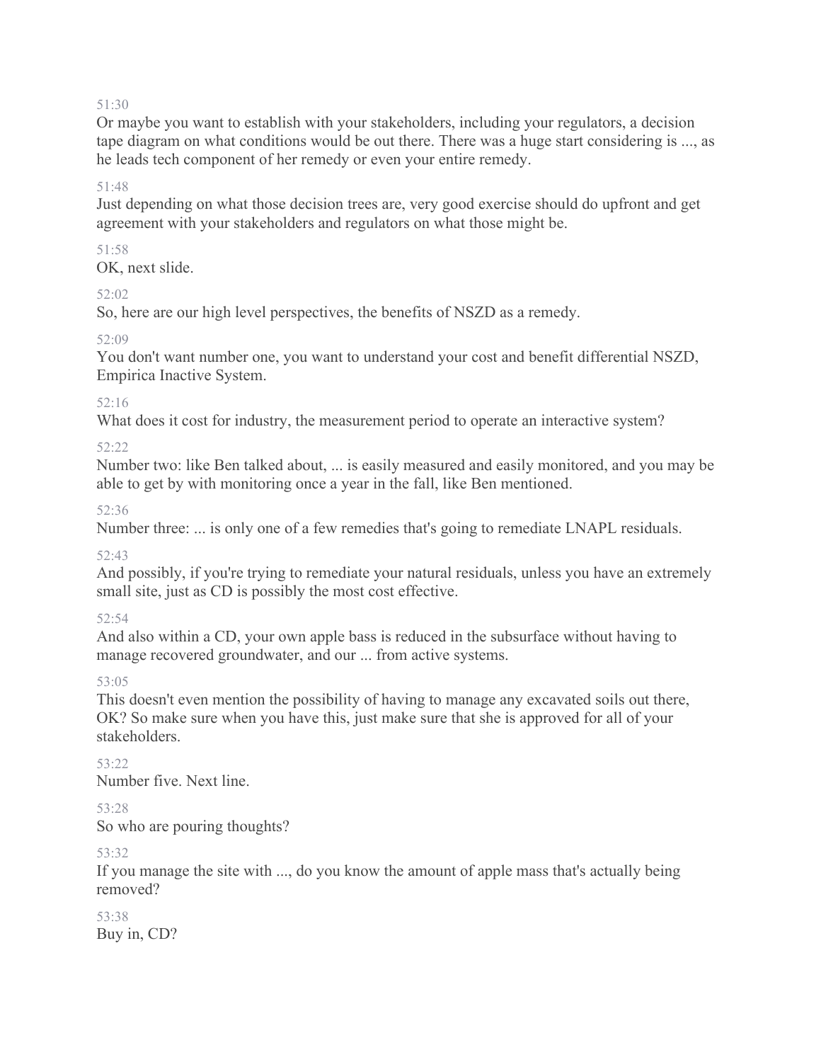51:30

Or maybe you want to establish with your stakeholders, including your regulators, a decision tape diagram on what conditions would be out there. There was a huge start considering is ..., as he leads tech component of her remedy or even your entire remedy.

51:48

Just depending on what those decision trees are, very good exercise should do upfront and get agreement with your stakeholders and regulators on what those might be.

51:58

OK, next slide.

52:02

So, here are our high level perspectives, the benefits of NSZD as a remedy.

52:09

You don't want number one, you want to understand your cost and benefit differential NSZD, Empirica Inactive System.

52:16

What does it cost for industry, the measurement period to operate an interactive system?

52:22

Number two: like Ben talked about, ... is easily measured and easily monitored, and you may be able to get by with monitoring once a year in the fall, like Ben mentioned.

52:36

Number three: ... is only one of a few remedies that's going to remediate LNAPL residuals.

52:43

And possibly, if you're trying to remediate your natural residuals, unless you have an extremely small site, just as CD is possibly the most cost effective.

52:54

And also within a CD, your own apple bass is reduced in the subsurface without having to manage recovered groundwater, and our ... from active systems.

53:05

This doesn't even mention the possibility of having to manage any excavated soils out there, OK? So make sure when you have this, just make sure that she is approved for all of your stakeholders.

53:22

Number five. Next line.

53:28

So who are pouring thoughts?

53:32

If you manage the site with ..., do you know the amount of apple mass that's actually being removed?

53:38

Buy in, CD?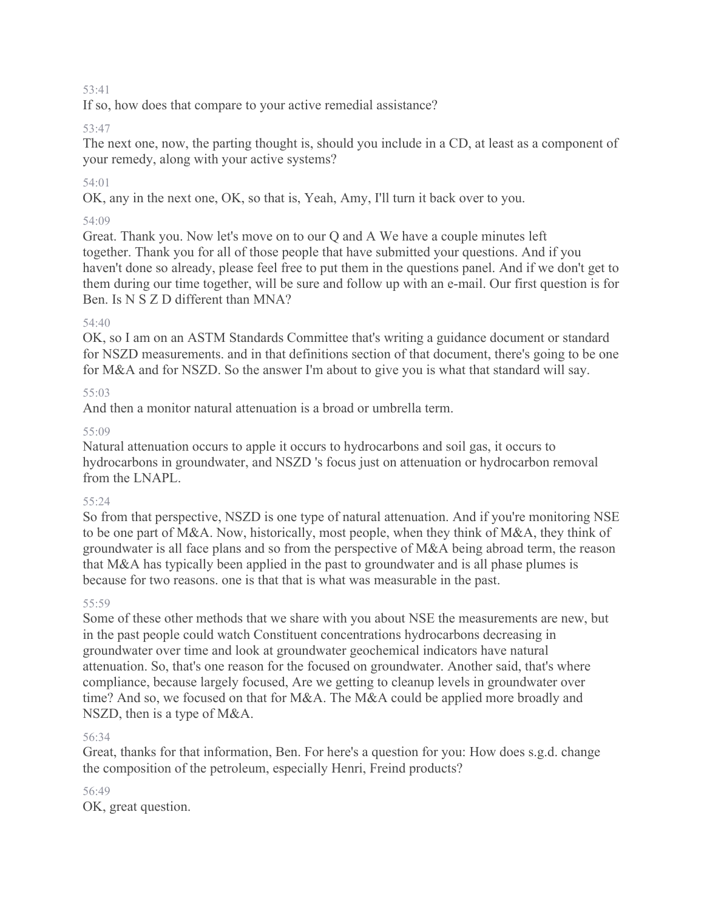53:41

If so, how does that compare to your active remedial assistance?

53:47

The next one, now, the parting thought is, should you include in a CD, at least as a component of your remedy, along with your active systems?

54:01

OK, any in the next one, OK, so that is, Yeah, Amy, I'll turn it back over to you.

54:09

Great. Thank you. Now let's move on to our Q and A We have a couple minutes left together. Thank you for all of those people that have submitted your questions. And if you haven't done so already, please feel free to put them in the questions panel. And if we don't get to them during our time together, will be sure and follow up with an e-mail. Our first question is for Ben. Is N S Z D different than MNA?

54:40

OK, so I am on an ASTM Standards Committee that's writing a guidance document or standard for NSZD measurements. and in that definitions section of that document, there's going to be one for M&A and for NSZD. So the answer I'm about to give you is what that standard will say.

55:03

And then a monitor natural attenuation is a broad or umbrella term.

55:09

Natural attenuation occurs to apple it occurs to hydrocarbons and soil gas, it occurs to hydrocarbons in groundwater, and NSZD 's focus just on attenuation or hydrocarbon removal from the LNAPL.

55:24

So from that perspective, NSZD is one type of natural attenuation. And if you're monitoring NSE to be one part of M&A. Now, historically, most people, when they think of M&A, they think of groundwater is all face plans and so from the perspective of M&A being abroad term, the reason that M&A has typically been applied in the past to groundwater and is all phase plumes is because for two reasons. one is that that is what was measurable in the past.

55:59

Some of these other methods that we share with you about NSE the measurements are new, but in the past people could watch Constituent concentrations hydrocarbons decreasing in groundwater over time and look at groundwater geochemical indicators have natural attenuation. So, that's one reason for the focused on groundwater. Another said, that's where compliance, because largely focused, Are we getting to cleanup levels in groundwater over time? And so, we focused on that for M&A. The M&A could be applied more broadly and NSZD, then is a type of M&A.

56:34

Great, thanks for that information, Ben. For here's a question for you: How does s.g.d. change the composition of the petroleum, especially Henri, Freind products?

56:49

OK, great question.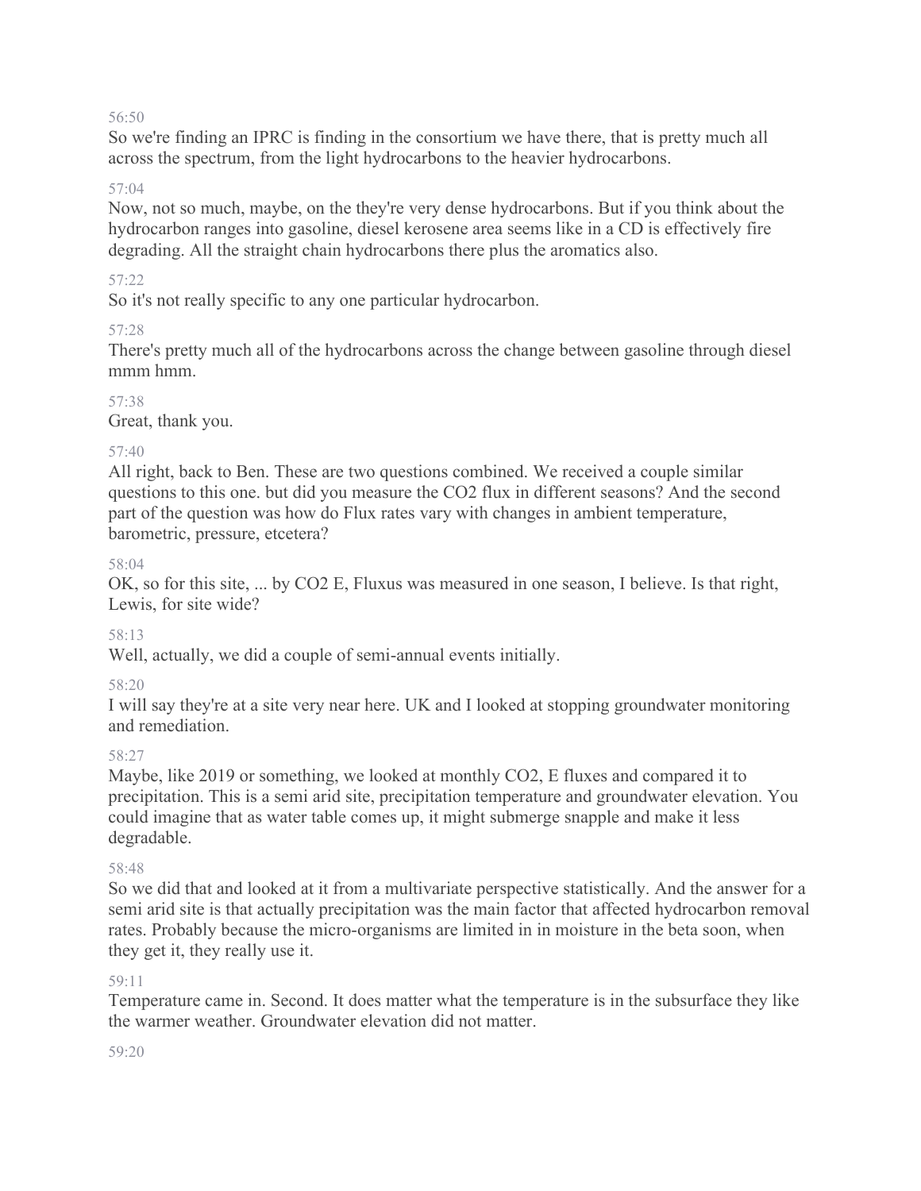56:50

So we're finding an IPRC is finding in the consortium we have there, that is pretty much all across the spectrum, from the light hydrocarbons to the heavier hydrocarbons.

57:04

Now, not so much, maybe, on the they're very dense hydrocarbons. But if you think about the hydrocarbon ranges into gasoline, diesel kerosene area seems like in a CD is effectively fire degrading. All the straight chain hydrocarbons there plus the aromatics also.

57:22

So it's not really specific to any one particular hydrocarbon.

57:28

There's pretty much all of the hydrocarbons across the change between gasoline through diesel mmm hmm.

57:38

Great, thank you.

57:40

All right, back to Ben. These are two questions combined. We received a couple similar questions to this one. but did you measure the CO2 flux in different seasons? And the second part of the question was how do Flux rates vary with changes in ambient temperature, barometric, pressure, etcetera?

58:04

OK, so for this site, ... by CO2 E, Fluxus was measured in one season, I believe. Is that right, Lewis, for site wide?

58:13

Well, actually, we did a couple of semi-annual events initially.

58:20

I will say they're at a site very near here. UK and I looked at stopping groundwater monitoring and remediation.

58:27

Maybe, like 2019 or something, we looked at monthly CO2, E fluxes and compared it to precipitation. This is a semi arid site, precipitation temperature and groundwater elevation. You could imagine that as water table comes up, it might submerge snapple and make it less degradable.

58:48

So we did that and looked at it from a multivariate perspective statistically. And the answer for a semi arid site is that actually precipitation was the main factor that affected hydrocarbon removal rates. Probably because the micro-organisms are limited in in moisture in the beta soon, when they get it, they really use it.

59:11

Temperature came in. Second. It does matter what the temperature is in the subsurface they like the warmer weather. Groundwater elevation did not matter.

59:20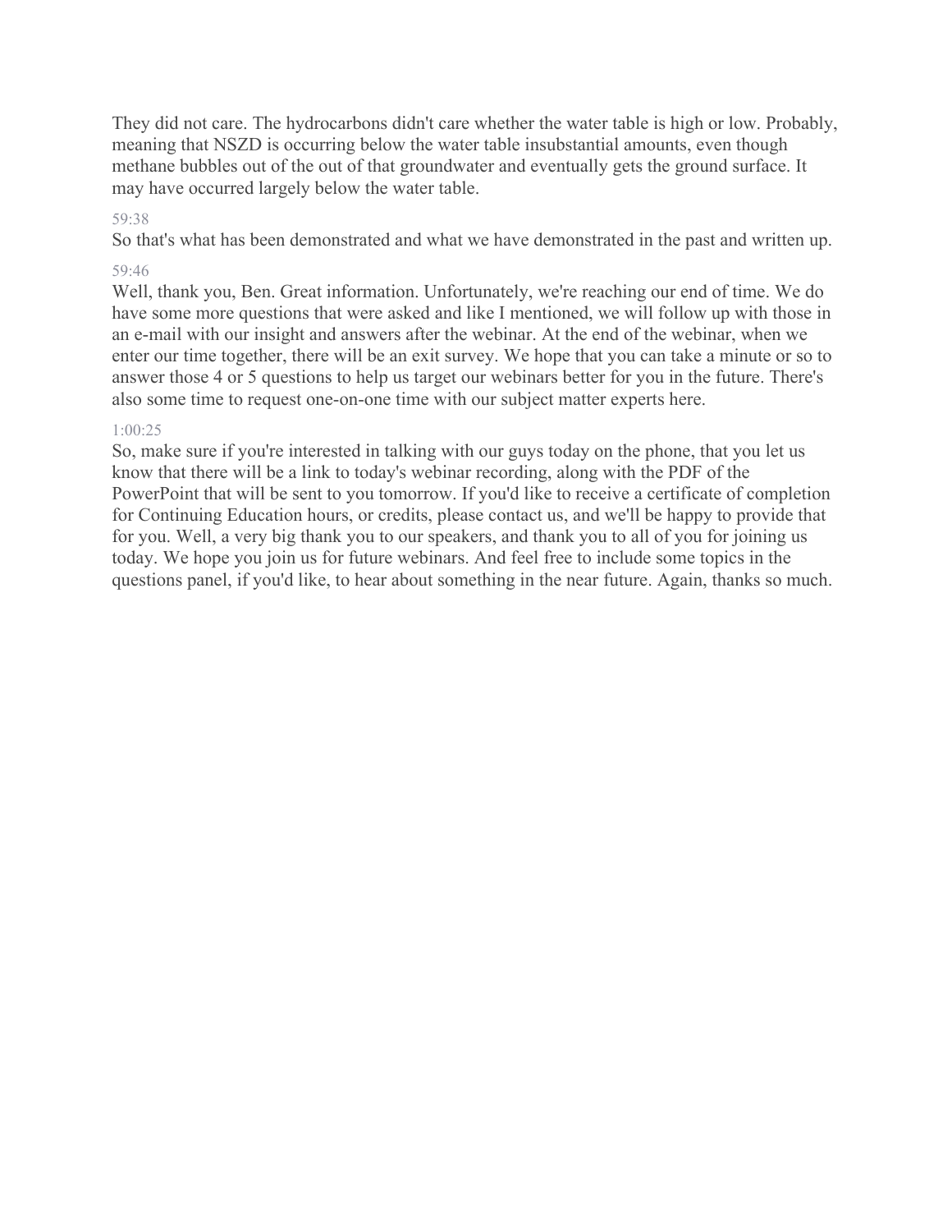They did not care. The hydrocarbons didn't care whether the water table is high or low. Probably, meaning that NSZD is occurring below the water table insubstantial amounts, even though methane bubbles out of the out of that groundwater and eventually gets the ground surface. It may have occurred largely below the water table.

59:38

So that's what has been demonstrated and what we have demonstrated in the past and written up.

59:46

Well, thank you, Ben. Great information. Unfortunately, we're reaching our end of time. We do have some more questions that were asked and like I mentioned, we will follow up with those in an e-mail with our insight and answers after the webinar. At the end of the webinar, when we enter our time together, there will be an exit survey. We hope that you can take a minute or so to answer those 4 or 5 questions to help us target our webinars better for you in the future. There's also some time to request one-on-one time with our subject matter experts here.

1:00:25

So, make sure if you're interested in talking with our guys today on the phone, that you let us know that there will be a link to today's webinar recording, along with the PDF of the PowerPoint that will be sent to you tomorrow. If you'd like to receive a certificate of completion for Continuing Education hours, or credits, please contact us, and we'll be happy to provide that for you. Well, a very big thank you to our speakers, and thank you to all of you for joining us today. We hope you join us for future webinars. And feel free to include some topics in the questions panel, if you'd like, to hear about something in the near future. Again, thanks so much.